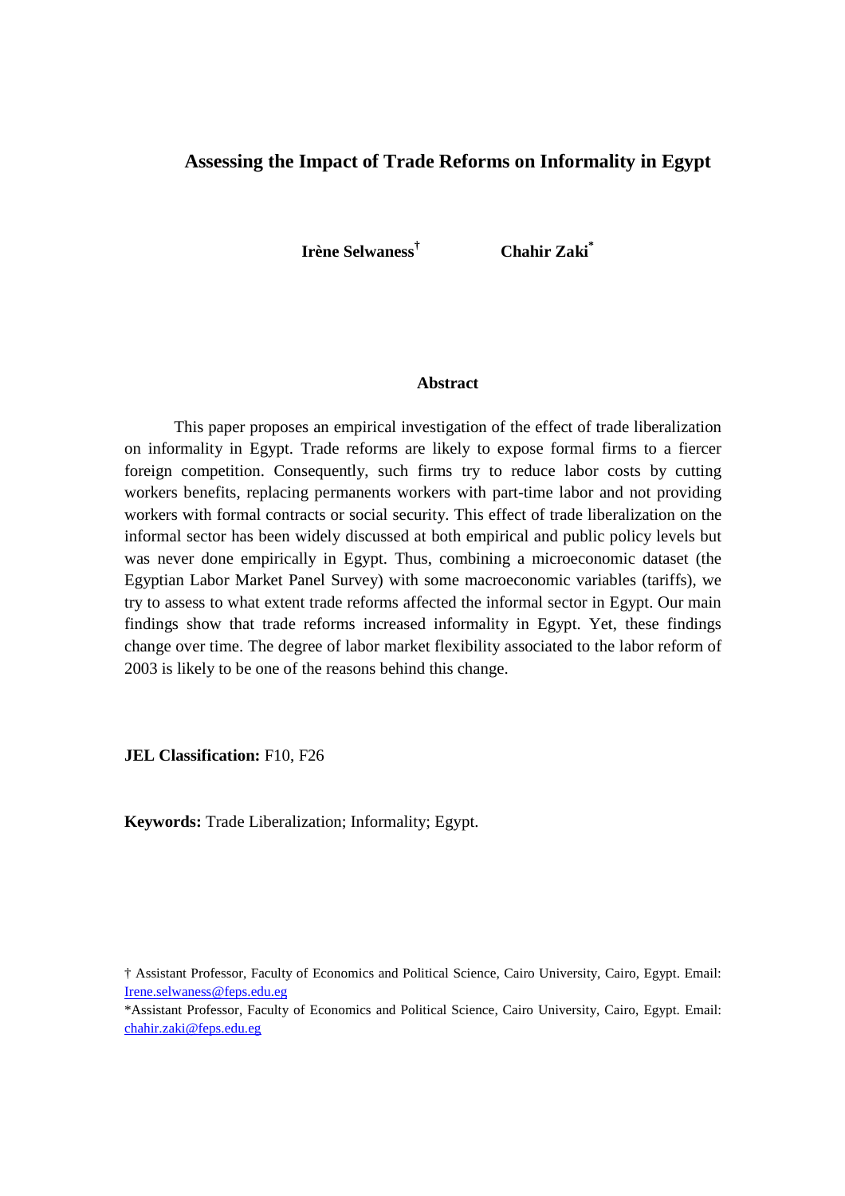# Assessing the Impact of Trade Reforms on Informality in Egypt

**Irène Selwaness**[†] **Chahir Zaki**[*]

## Abstract

This paper proposes an empirical investigation of the effect of trade liberalization on informality in Egypt. Trade reforms are likely to expose formal firms to a fiercer foreign competition. Consequently, such firms try to reduce labor costs by cutting workers benefits, replacing permanents workers with part-time labor and not providing workers with formal contracts or social security. This effect of trade liberalization on the informal sector has been widely discussed at both empirical and public policy levels but was never done empirically in Egypt. Thus, combining a microeconomic dataset (the Egyptian Labor Market Panel Survey) with some macroeconomic variables (tariffs), we try to assess to what extent trade reforms affected the informal sector in Egypt. Our main findings show that trade reforms increased informality in Egypt. Yet, these findings change over time. The degree of labor market flexibility associated to the labor reform of 2003 is likely to be one of the reasons behind this change.

**JEL Classification:** F10, F26

**Keywords:** Trade Liberalization; Informality; Egypt.

[†] Assistant Professor, Faculty of Economics and Political Science, Cairo University, Cairo, Egypt. Email: Irene.selwaness@feps.edu.eg

[*]Assistant Professor, Faculty of Economics and Political Science, Cairo University, Cairo, Egypt. Email: chahir.zaki@feps.edu.eg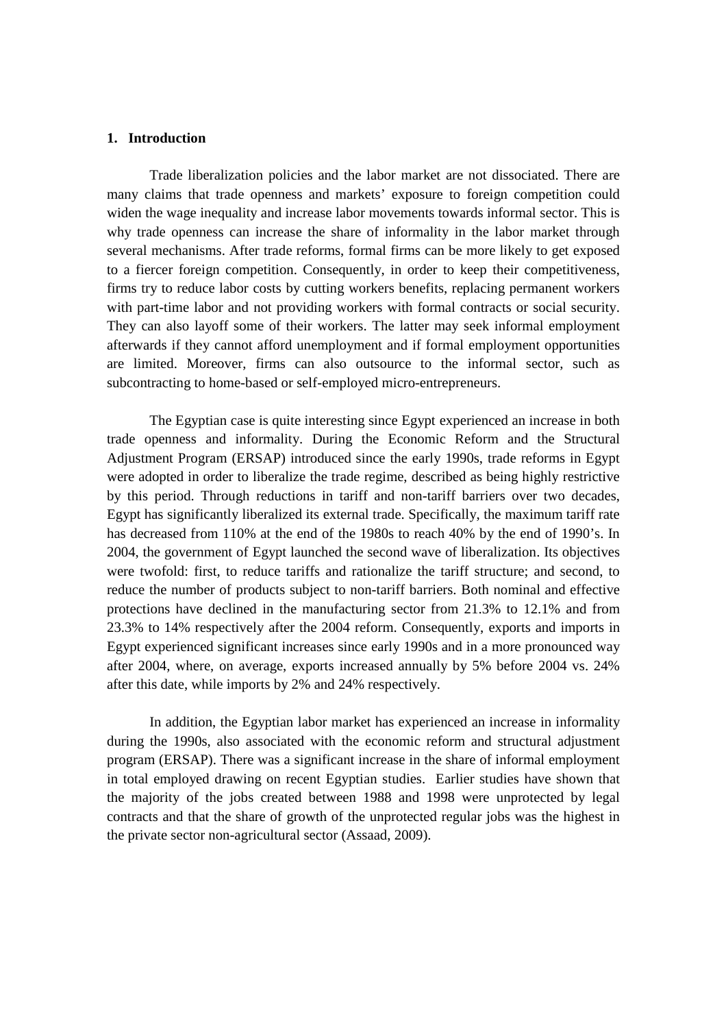## 1. Introduction

Trade liberalization policies and the labor market are not dissociated. There are many claims that trade openness and markets' exposure to foreign competition could widen the wage inequality and increase labor movements towards informal sector. This is why trade openness can increase the share of informality in the labor market through several mechanisms. After trade reforms, formal firms can be more likely to get exposed to a fiercer foreign competition. Consequently, in order to keep their competitiveness, firms try to reduce labor costs by cutting workers benefits, replacing permanent workers with part-time labor and not providing workers with formal contracts or social security. They can also layoff some of their workers. The latter may seek informal employment afterwards if they cannot afford unemployment and if formal employment opportunities are limited. Moreover, firms can also outsource to the informal sector, such as subcontracting to home-based or self-employed micro-entrepreneurs.

The Egyptian case is quite interesting since Egypt experienced an increase in both trade openness and informality. During the Economic Reform and the Structural Adjustment Program (ERSAP) introduced since the early 1990s, trade reforms in Egypt were adopted in order to liberalize the trade regime, described as being highly restrictive by this period. Through reductions in tariff and non-tariff barriers over two decades, Egypt has significantly liberalized its external trade. Specifically, the maximum tariff rate has decreased from 110% at the end of the 1980s to reach 40% by the end of 1990's. In 2004, the government of Egypt launched the second wave of liberalization. Its objectives were twofold: first, to reduce tariffs and rationalize the tariff structure; and second, to reduce the number of products subject to non-tariff barriers. Both nominal and effective protections have declined in the manufacturing sector from 21.3% to 12.1% and from 23.3% to 14% respectively after the 2004 reform. Consequently, exports and imports in Egypt experienced significant increases since early 1990s and in a more pronounced way after 2004, where, on average, exports increased annually by 5% before 2004 vs. 24% after this date, while imports by 2% and 24% respectively.

In addition, the Egyptian labor market has experienced an increase in informality during the 1990s, also associated with the economic reform and structural adjustment program (ERSAP). There was a significant increase in the share of informal employment in total employed drawing on recent Egyptian studies. Earlier studies have shown that the majority of the jobs created between 1988 and 1998 were unprotected by legal contracts and that the share of growth of the unprotected regular jobs was the highest in the private sector non-agricultural sector (Assaad, 2009).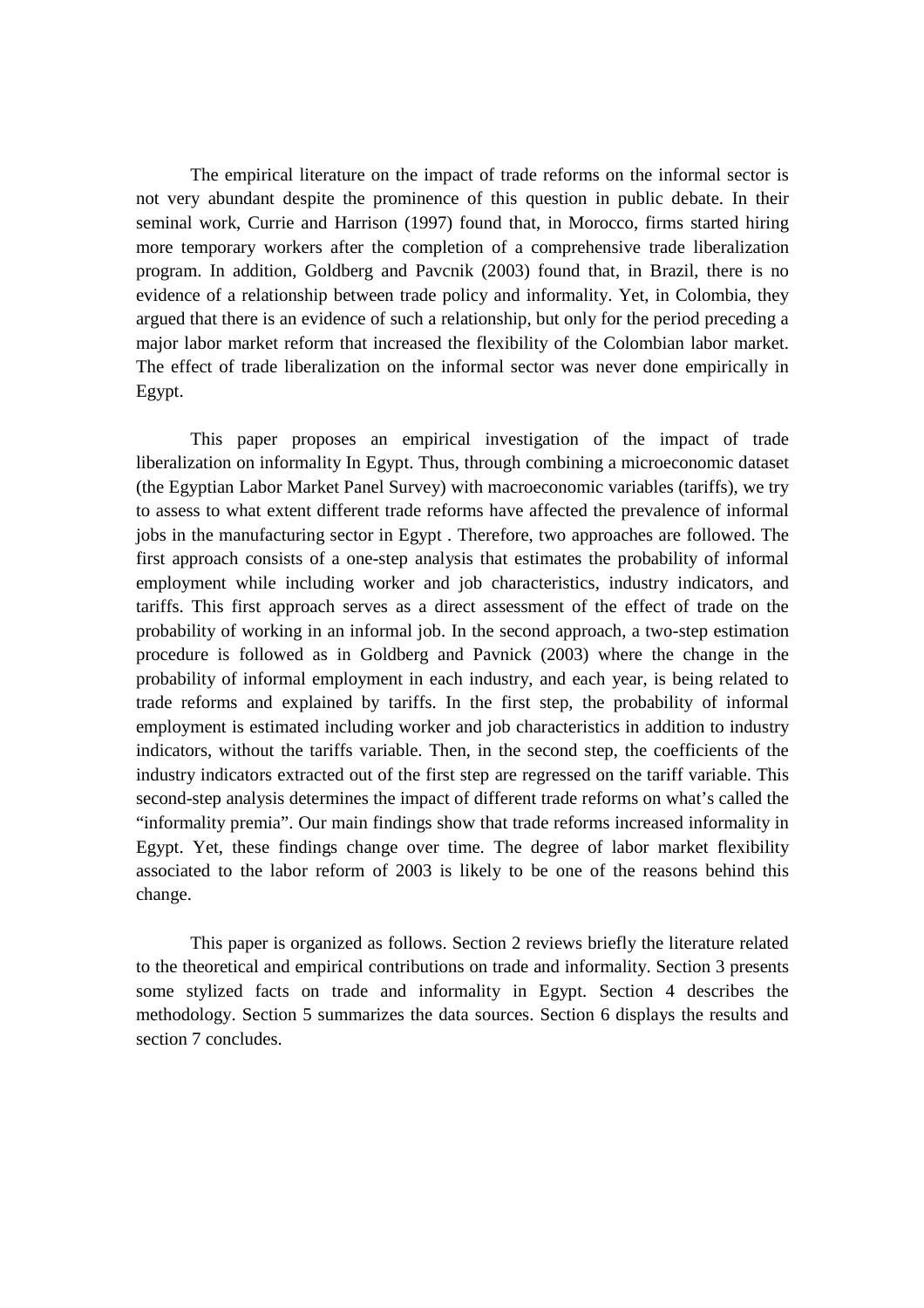The empirical literature on the impact of trade reforms on the informal sector is not very abundant despite the prominence of this question in public debate. In their seminal work, Currie and Harrison (1997) found that, in Morocco, firms started hiring more temporary workers after the completion of a comprehensive trade liberalization program. In addition, Goldberg and Pavcnik (2003) found that, in Brazil, there is no evidence of a relationship between trade policy and informality. Yet, in Colombia, they argued that there is an evidence of such a relationship, but only for the period preceding a major labor market reform that increased the flexibility of the Colombian labor market. The effect of trade liberalization on the informal sector was never done empirically in Egypt.

This paper proposes an empirical investigation of the impact of trade liberalization on informality In Egypt. Thus, through combining a microeconomic dataset (the Egyptian Labor Market Panel Survey) with macroeconomic variables (tariffs), we try to assess to what extent different trade reforms have affected the prevalence of informal jobs in the manufacturing sector in Egypt . Therefore, two approaches are followed. The first approach consists of a one-step analysis that estimates the probability of informal employment while including worker and job characteristics, industry indicators, and tariffs. This first approach serves as a direct assessment of the effect of trade on the probability of working in an informal job. In the second approach, a two-step estimation procedure is followed as in Goldberg and Pavnick (2003) where the change in the probability of informal employment in each industry, and each year, is being related to trade reforms and explained by tariffs. In the first step, the probability of informal employment is estimated including worker and job characteristics in addition to industry indicators, without the tariffs variable. Then, in the second step, the coefficients of the industry indicators extracted out of the first step are regressed on the tariff variable. This second-step analysis determines the impact of different trade reforms on what's called the "informality premia". Our main findings show that trade reforms increased informality in Egypt. Yet, these findings change over time. The degree of labor market flexibility associated to the labor reform of 2003 is likely to be one of the reasons behind this change.

This paper is organized as follows. Section 2 reviews briefly the literature related to the theoretical and empirical contributions on trade and informality. Section 3 presents some stylized facts on trade and informality in Egypt. Section 4 describes the methodology. Section 5 summarizes the data sources. Section 6 displays the results and section 7 concludes.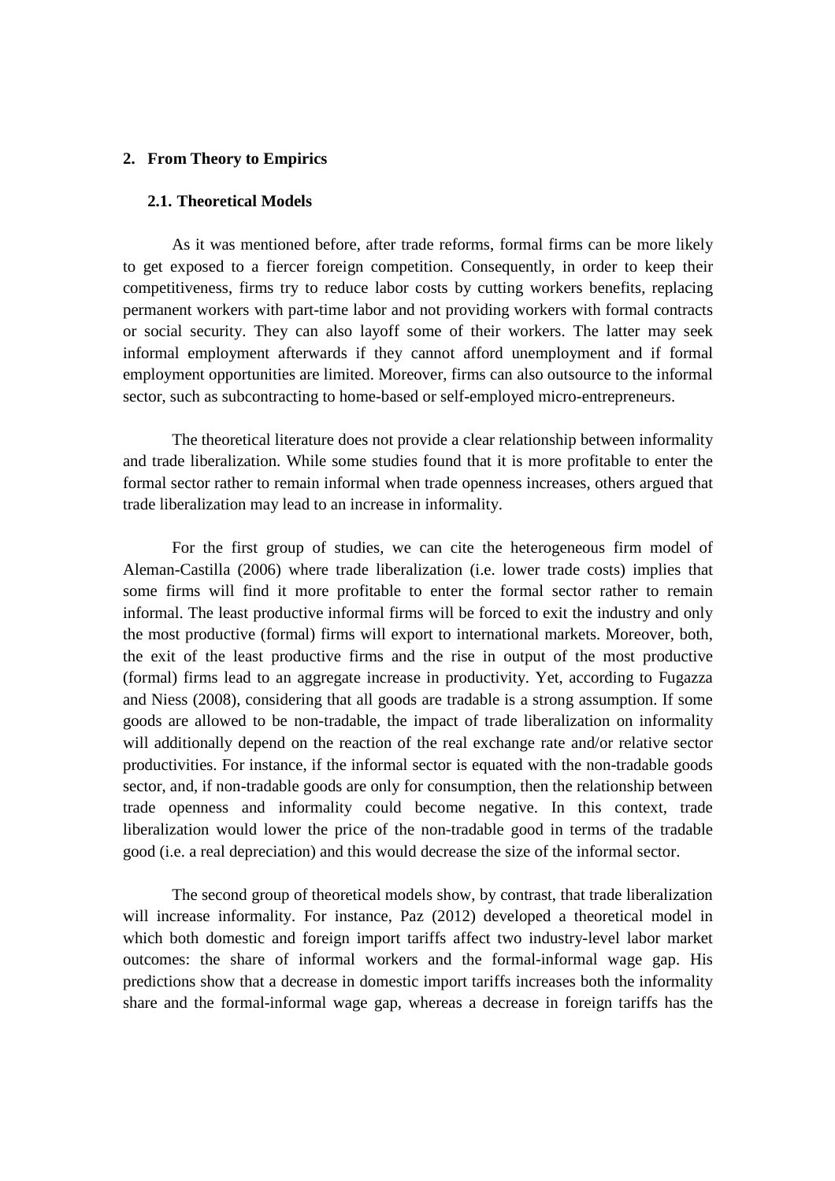## 2. From Theory to Empirics

### 2.1. Theoretical Models

As it was mentioned before, after trade reforms, formal firms can be more likely to get exposed to a fiercer foreign competition. Consequently, in order to keep their competitiveness, firms try to reduce labor costs by cutting workers benefits, replacing permanent workers with part-time labor and not providing workers with formal contracts or social security. They can also layoff some of their workers. The latter may seek informal employment afterwards if they cannot afford unemployment and if formal employment opportunities are limited. Moreover, firms can also outsource to the informal sector, such as subcontracting to home-based or self-employed micro-entrepreneurs.

The theoretical literature does not provide a clear relationship between informality and trade liberalization. While some studies found that it is more profitable to enter the formal sector rather to remain informal when trade openness increases, others argued that trade liberalization may lead to an increase in informality.

For the first group of studies, we can cite the heterogeneous firm model of Aleman-Castilla (2006) where trade liberalization (i.e. lower trade costs) implies that some firms will find it more profitable to enter the formal sector rather to remain informal. The least productive informal firms will be forced to exit the industry and only the most productive (formal) firms will export to international markets. Moreover, both, the exit of the least productive firms and the rise in output of the most productive (formal) firms lead to an aggregate increase in productivity. Yet, according to Fugazza and Niess (2008), considering that all goods are tradable is a strong assumption. If some goods are allowed to be non-tradable, the impact of trade liberalization on informality will additionally depend on the reaction of the real exchange rate and/or relative sector productivities. For instance, if the informal sector is equated with the non-tradable goods sector, and, if non-tradable goods are only for consumption, then the relationship between trade openness and informality could become negative. In this context, trade liberalization would lower the price of the non-tradable good in terms of the tradable good (i.e. a real depreciation) and this would decrease the size of the informal sector.

The second group of theoretical models show, by contrast, that trade liberalization will increase informality. For instance, Paz (2012) developed a theoretical model in which both domestic and foreign import tariffs affect two industry-level labor market outcomes: the share of informal workers and the formal-informal wage gap. His predictions show that a decrease in domestic import tariffs increases both the informality share and the formal-informal wage gap, whereas a decrease in foreign tariffs has the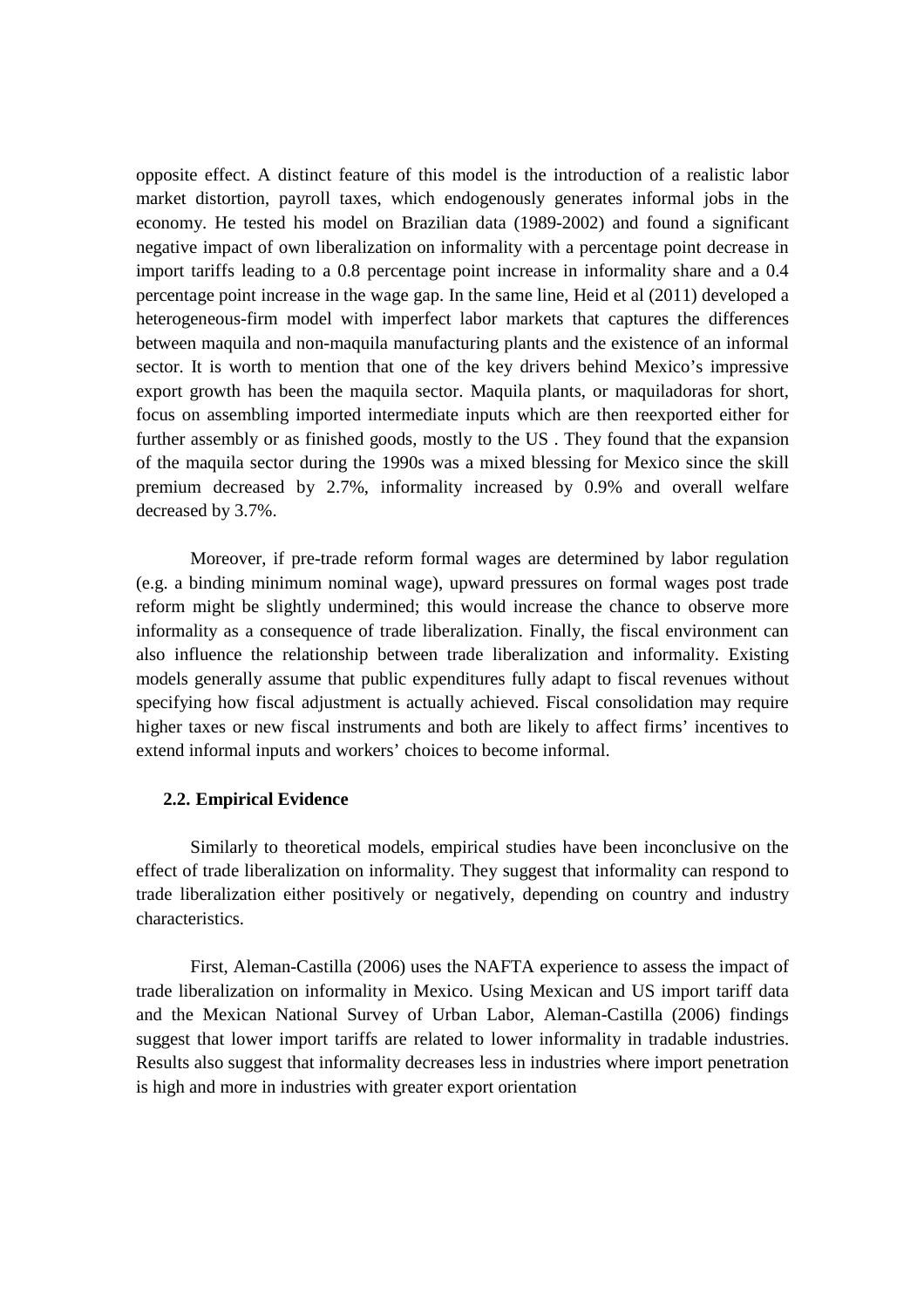opposite effect. A distinct feature of this model is the introduction of a realistic labor market distortion, payroll taxes, which endogenously generates informal jobs in the economy. He tested his model on Brazilian data (1989-2002) and found a significant negative impact of own liberalization on informality with a percentage point decrease in import tariffs leading to a 0.8 percentage point increase in informality share and a 0.4 percentage point increase in the wage gap. In the same line, Heid et al (2011) developed a heterogeneous-firm model with imperfect labor markets that captures the differences between maquila and non-maquila manufacturing plants and the existence of an informal sector. It is worth to mention that one of the key drivers behind Mexico's impressive export growth has been the maquila sector. Maquila plants, or maquiladoras for short, focus on assembling imported intermediate inputs which are then reexported either for further assembly or as finished goods, mostly to the US . They found that the expansion of the maquila sector during the 1990s was a mixed blessing for Mexico since the skill premium decreased by 2.7%, informality increased by 0.9% and overall welfare decreased by 3.7%.

Moreover, if pre-trade reform formal wages are determined by labor regulation (e.g. a binding minimum nominal wage), upward pressures on formal wages post trade reform might be slightly undermined; this would increase the chance to observe more informality as a consequence of trade liberalization. Finally, the fiscal environment can also influence the relationship between trade liberalization and informality. Existing models generally assume that public expenditures fully adapt to fiscal revenues without specifying how fiscal adjustment is actually achieved. Fiscal consolidation may require higher taxes or new fiscal instruments and both are likely to affect firms' incentives to extend informal inputs and workers' choices to become informal.

### 2.2. Empirical Evidence

Similarly to theoretical models, empirical studies have been inconclusive on the effect of trade liberalization on informality. They suggest that informality can respond to trade liberalization either positively or negatively, depending on country and industry characteristics.

First, Aleman-Castilla (2006) uses the NAFTA experience to assess the impact of trade liberalization on informality in Mexico. Using Mexican and US import tariff data and the Mexican National Survey of Urban Labor, Aleman-Castilla (2006) findings suggest that lower import tariffs are related to lower informality in tradable industries. Results also suggest that informality decreases less in industries where import penetration is high and more in industries with greater export orientation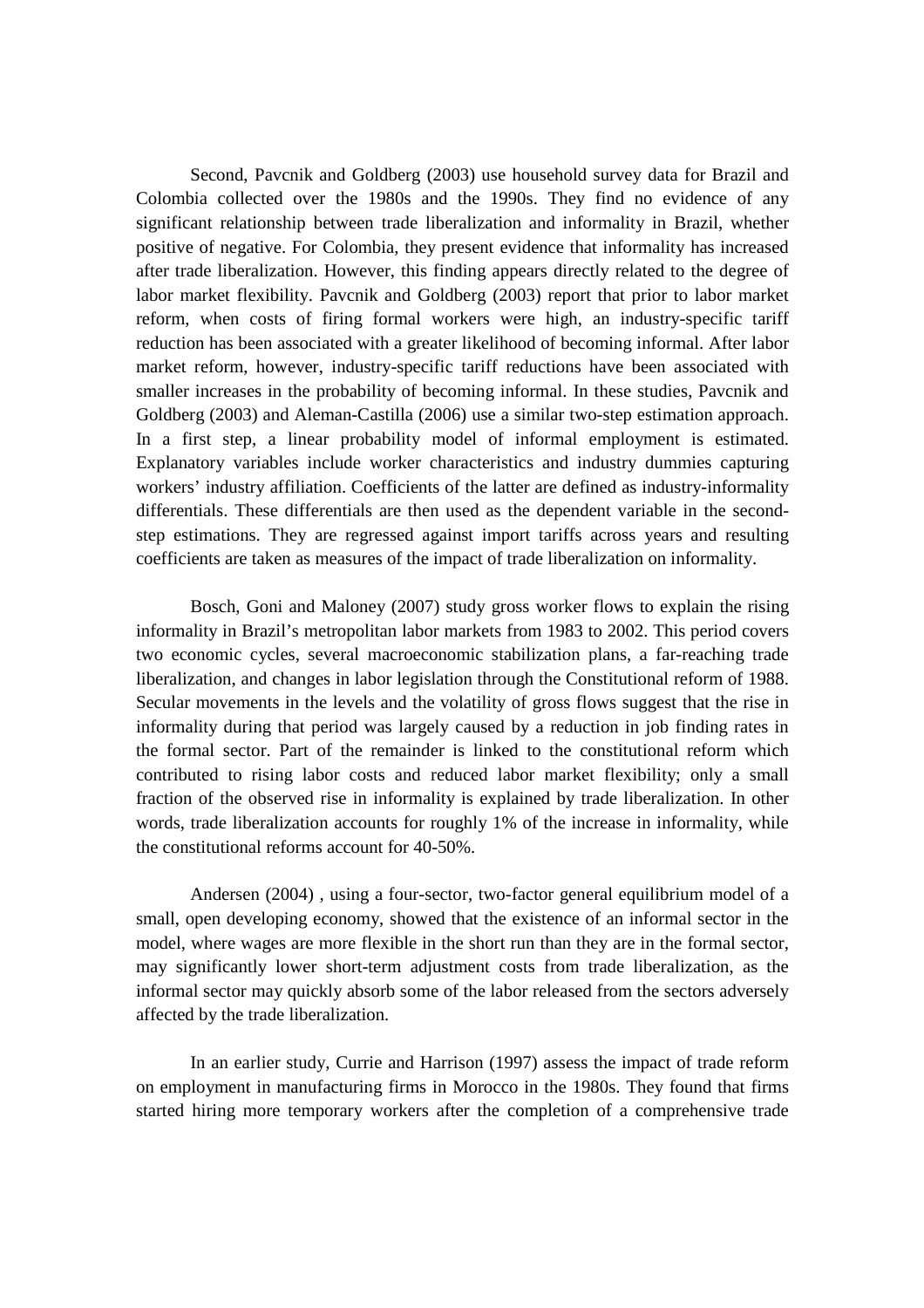Second, Pavcnik and Goldberg (2003) use household survey data for Brazil and Colombia collected over the 1980s and the 1990s. They find no evidence of any significant relationship between trade liberalization and informality in Brazil, whether positive of negative. For Colombia, they present evidence that informality has increased after trade liberalization. However, this finding appears directly related to the degree of labor market flexibility. Pavcnik and Goldberg (2003) report that prior to labor market reform, when costs of firing formal workers were high, an industry-specific tariff reduction has been associated with a greater likelihood of becoming informal. After labor market reform, however, industry-specific tariff reductions have been associated with smaller increases in the probability of becoming informal. In these studies, Pavcnik and Goldberg (2003) and Aleman-Castilla (2006) use a similar two-step estimation approach. In a first step, a linear probability model of informal employment is estimated. Explanatory variables include worker characteristics and industry dummies capturing workers' industry affiliation. Coefficients of the latter are defined as industry-informality differentials. These differentials are then used as the dependent variable in the second-step estimations. They are regressed against import tariffs across years and resulting coefficients are taken as measures of the impact of trade liberalization on informality.

Bosch, Goni and Maloney (2007) study gross worker flows to explain the rising informality in Brazil's metropolitan labor markets from 1983 to 2002. This period covers two economic cycles, several macroeconomic stabilization plans, a far-reaching trade liberalization, and changes in labor legislation through the Constitutional reform of 1988. Secular movements in the levels and the volatility of gross flows suggest that the rise in informality during that period was largely caused by a reduction in job finding rates in the formal sector. Part of the remainder is linked to the constitutional reform which contributed to rising labor costs and reduced labor market flexibility; only a small fraction of the observed rise in informality is explained by trade liberalization. In other words, trade liberalization accounts for roughly 1% of the increase in informality, while the constitutional reforms account for 40-50%.

Andersen (2004) , using a four-sector, two-factor general equilibrium model of a small, open developing economy, showed that the existence of an informal sector in the model, where wages are more flexible in the short run than they are in the formal sector, may significantly lower short-term adjustment costs from trade liberalization, as the informal sector may quickly absorb some of the labor released from the sectors adversely affected by the trade liberalization.

In an earlier study, Currie and Harrison (1997) assess the impact of trade reform on employment in manufacturing firms in Morocco in the 1980s. They found that firms started hiring more temporary workers after the completion of a comprehensive trade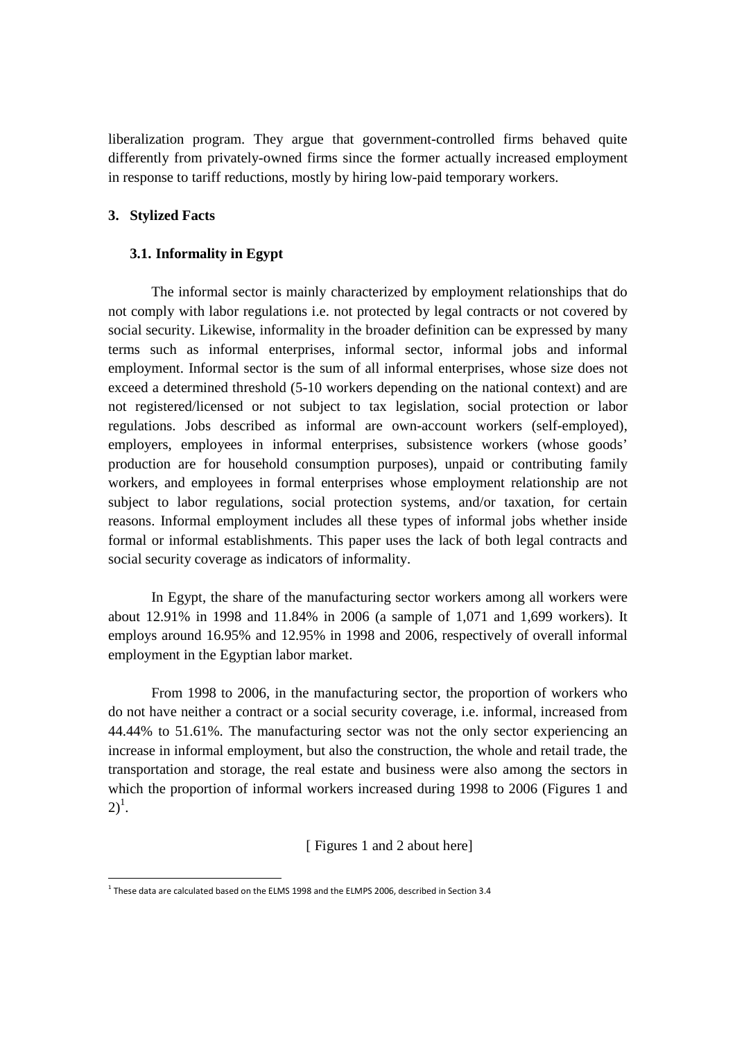liberalization program. They argue that government-controlled firms behaved quite differently from privately-owned firms since the former actually increased employment in response to tariff reductions, mostly by hiring low-paid temporary workers.

## 3. Stylized Facts

### 3.1. Informality in Egypt

The informal sector is mainly characterized by employment relationships that do not comply with labor regulations i.e. not protected by legal contracts or not covered by social security. Likewise, informality in the broader definition can be expressed by many terms such as informal enterprises, informal sector, informal jobs and informal employment. Informal sector is the sum of all informal enterprises, whose size does not exceed a determined threshold (5-10 workers depending on the national context) and are not registered/licensed or not subject to tax legislation, social protection or labor regulations. Jobs described as informal are own-account workers (self-employed), employers, employees in informal enterprises, subsistence workers (whose goods' production are for household consumption purposes), unpaid or contributing family workers, and employees in formal enterprises whose employment relationship are not subject to labor regulations, social protection systems, and/or taxation, for certain reasons. Informal employment includes all these types of informal jobs whether inside formal or informal establishments. This paper uses the lack of both legal contracts and social security coverage as indicators of informality.

In Egypt, the share of the manufacturing sector workers among all workers were about 12.91% in 1998 and 11.84% in 2006 (a sample of 1,071 and 1,699 workers). It employs around 16.95% and 12.95% in 1998 and 2006, respectively of overall informal employment in the Egyptian labor market.

From 1998 to 2006, in the manufacturing sector, the proportion of workers who do not have neither a contract or a social security coverage, i.e. informal, increased from 44.44% to 51.61%. The manufacturing sector was not the only sector experiencing an increase in informal employment, but also the construction, the whole and retail trade, the transportation and storage, the real estate and business were also among the sectors in which the proportion of informal workers increased during 1998 to 2006 (Figures 1 and 2)[1].

[ Figures 1 and 2 about here]

[1] These data are calculated based on the ELMS 1998 and the ELMPS 2006, described in Section 3.4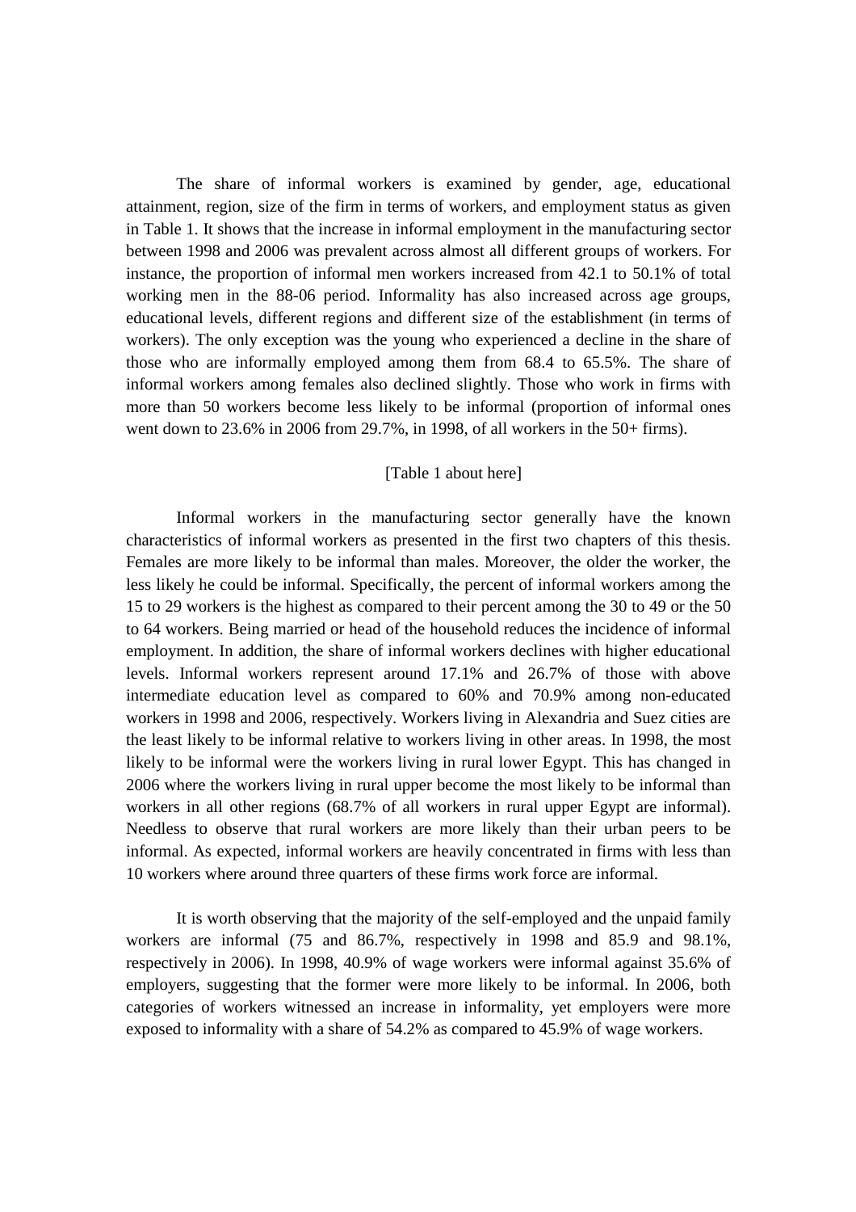The share of informal workers is examined by gender, age, educational attainment, region, size of the firm in terms of workers, and employment status as given in Table 1. It shows that the increase in informal employment in the manufacturing sector between 1998 and 2006 was prevalent across almost all different groups of workers. For instance, the proportion of informal men workers increased from 42.1 to 50.1% of total working men in the 88-06 period. Informality has also increased across age groups, educational levels, different regions and different size of the establishment (in terms of workers). The only exception was the young who experienced a decline in the share of those who are informally employed among them from 68.4 to 65.5%. The share of informal workers among females also declined slightly. Those who work in firms with more than 50 workers become less likely to be informal (proportion of informal ones went down to 23.6% in 2006 from 29.7%, in 1998, of all workers in the 50+ firms).

[Table 1 about here]

Informal workers in the manufacturing sector generally have the known characteristics of informal workers as presented in the first two chapters of this thesis. Females are more likely to be informal than males. Moreover, the older the worker, the less likely he could be informal. Specifically, the percent of informal workers among the 15 to 29 workers is the highest as compared to their percent among the 30 to 49 or the 50 to 64 workers. Being married or head of the household reduces the incidence of informal employment. In addition, the share of informal workers declines with higher educational levels. Informal workers represent around 17.1% and 26.7% of those with above intermediate education level as compared to 60% and 70.9% among non-educated workers in 1998 and 2006, respectively. Workers living in Alexandria and Suez cities are the least likely to be informal relative to workers living in other areas. In 1998, the most likely to be informal were the workers living in rural lower Egypt. This has changed in 2006 where the workers living in rural upper become the most likely to be informal than workers in all other regions (68.7% of all workers in rural upper Egypt are informal). Needless to observe that rural workers are more likely than their urban peers to be informal. As expected, informal workers are heavily concentrated in firms with less than 10 workers where around three quarters of these firms work force are informal.

It is worth observing that the majority of the self-employed and the unpaid family workers are informal (75 and 86.7%, respectively in 1998 and 85.9 and 98.1%, respectively in 2006). In 1998, 40.9% of wage workers were informal against 35.6% of employers, suggesting that the former were more likely to be informal. In 2006, both categories of workers witnessed an increase in informality, yet employers were more exposed to informality with a share of 54.2% as compared to 45.9% of wage workers.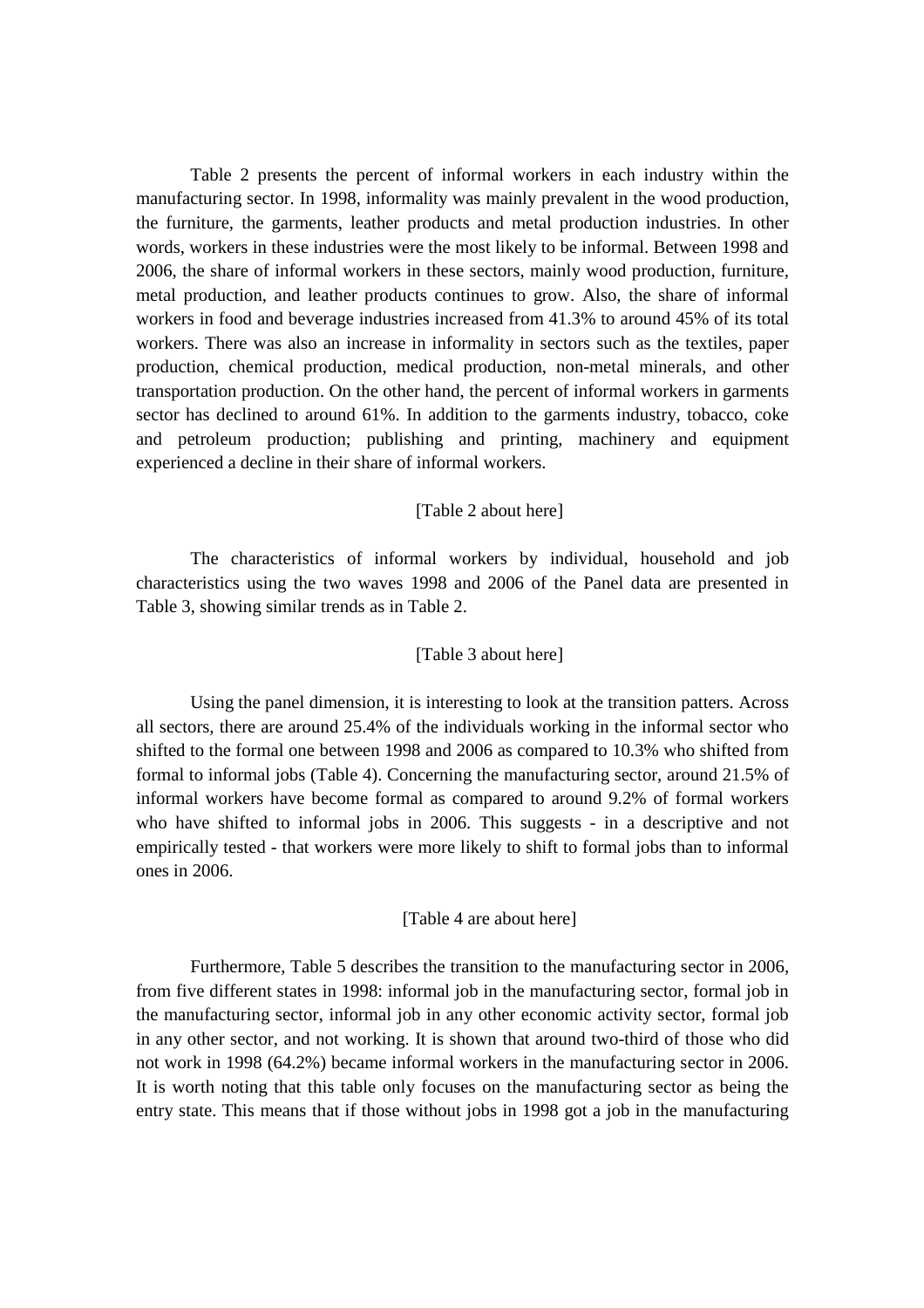Table 2 presents the percent of informal workers in each industry within the manufacturing sector. In 1998, informality was mainly prevalent in the wood production, the furniture, the garments, leather products and metal production industries. In other words, workers in these industries were the most likely to be informal. Between 1998 and 2006, the share of informal workers in these sectors, mainly wood production, furniture, metal production, and leather products continues to grow. Also, the share of informal workers in food and beverage industries increased from 41.3% to around 45% of its total workers. There was also an increase in informality in sectors such as the textiles, paper production, chemical production, medical production, non-metal minerals, and other transportation production. On the other hand, the percent of informal workers in garments sector has declined to around 61%. In addition to the garments industry, tobacco, coke and petroleum production; publishing and printing, machinery and equipment experienced a decline in their share of informal workers.

[Table 2 about here]

The characteristics of informal workers by individual, household and job characteristics using the two waves 1998 and 2006 of the Panel data are presented in Table 3, showing similar trends as in Table 2.

[Table 3 about here]

Using the panel dimension, it is interesting to look at the transition patters. Across all sectors, there are around 25.4% of the individuals working in the informal sector who shifted to the formal one between 1998 and 2006 as compared to 10.3% who shifted from formal to informal jobs (Table 4). Concerning the manufacturing sector, around 21.5% of informal workers have become formal as compared to around 9.2% of formal workers who have shifted to informal jobs in 2006. This suggests - in a descriptive and not empirically tested - that workers were more likely to shift to formal jobs than to informal ones in 2006.

[Table 4 are about here]

Furthermore, Table 5 describes the transition to the manufacturing sector in 2006, from five different states in 1998: informal job in the manufacturing sector, formal job in the manufacturing sector, informal job in any other economic activity sector, formal job in any other sector, and not working. It is shown that around two-third of those who did not work in 1998 (64.2%) became informal workers in the manufacturing sector in 2006. It is worth noting that this table only focuses on the manufacturing sector as being the entry state. This means that if those without jobs in 1998 got a job in the manufacturing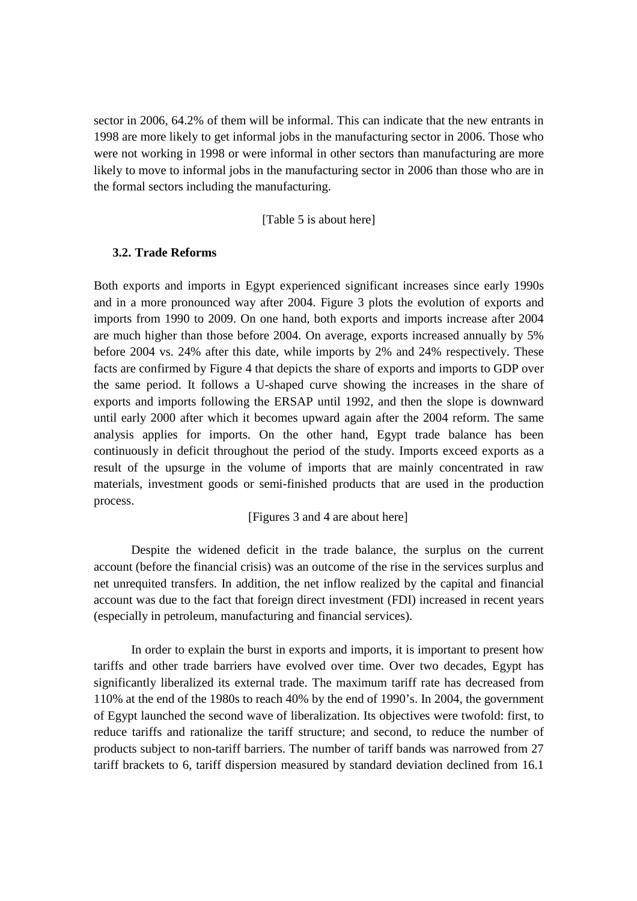sector in 2006, 64.2% of them will be informal. This can indicate that the new entrants in 1998 are more likely to get informal jobs in the manufacturing sector in 2006. Those who were not working in 1998 or were informal in other sectors than manufacturing are more likely to move to informal jobs in the manufacturing sector in 2006 than those who are in the formal sectors including the manufacturing.

[Table 5 is about here]

### 3.2. Trade Reforms

Both exports and imports in Egypt experienced significant increases since early 1990s and in a more pronounced way after 2004. Figure 3 plots the evolution of exports and imports from 1990 to 2009. On one hand, both exports and imports increase after 2004 are much higher than those before 2004. On average, exports increased annually by 5% before 2004 vs. 24% after this date, while imports by 2% and 24% respectively. These facts are confirmed by Figure 4 that depicts the share of exports and imports to GDP over the same period. It follows a U-shaped curve showing the increases in the share of exports and imports following the ERSAP until 1992, and then the slope is downward until early 2000 after which it becomes upward again after the 2004 reform. The same analysis applies for imports. On the other hand, Egypt trade balance has been continuously in deficit throughout the period of the study. Imports exceed exports as a result of the upsurge in the volume of imports that are mainly concentrated in raw materials, investment goods or semi-finished products that are used in the production process.

[Figures 3 and 4 are about here]

Despite the widened deficit in the trade balance, the surplus on the current account (before the financial crisis) was an outcome of the rise in the services surplus and net unrequited transfers. In addition, the net inflow realized by the capital and financial account was due to the fact that foreign direct investment (FDI) increased in recent years (especially in petroleum, manufacturing and financial services).

In order to explain the burst in exports and imports, it is important to present how tariffs and other trade barriers have evolved over time. Over two decades, Egypt has significantly liberalized its external trade. The maximum tariff rate has decreased from 110% at the end of the 1980s to reach 40% by the end of 1990's. In 2004, the government of Egypt launched the second wave of liberalization. Its objectives were twofold: first, to reduce tariffs and rationalize the tariff structure; and second, to reduce the number of products subject to non-tariff barriers. The number of tariff bands was narrowed from 27 tariff brackets to 6, tariff dispersion measured by standard deviation declined from 16.1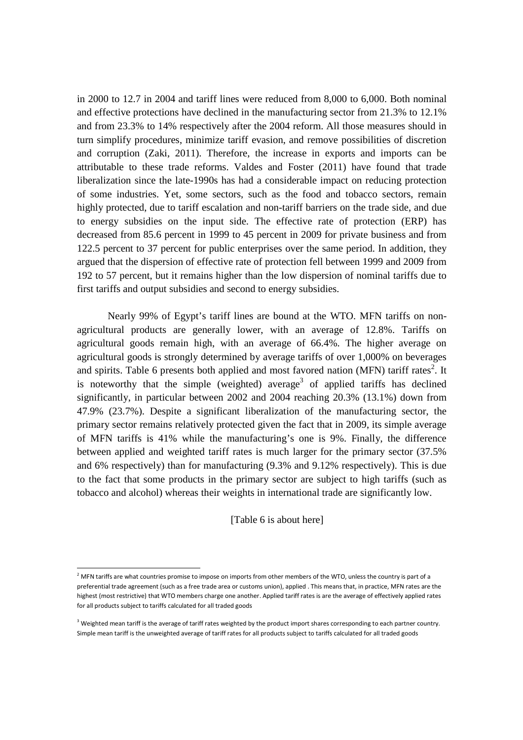in 2000 to 12.7 in 2004 and tariff lines were reduced from 8,000 to 6,000. Both nominal and effective protections have declined in the manufacturing sector from 21.3% to 12.1% and from 23.3% to 14% respectively after the 2004 reform. All those measures should in turn simplify procedures, minimize tariff evasion, and remove possibilities of discretion and corruption (Zaki, 2011). Therefore, the increase in exports and imports can be attributable to these trade reforms. Valdes and Foster (2011) have found that trade liberalization since the late-1990s has had a considerable impact on reducing protection of some industries. Yet, some sectors, such as the food and tobacco sectors, remain highly protected, due to tariff escalation and non-tariff barriers on the trade side, and due to energy subsidies on the input side. The effective rate of protection (ERP) has decreased from 85.6 percent in 1999 to 45 percent in 2009 for private business and from 122.5 percent to 37 percent for public enterprises over the same period. In addition, they argued that the dispersion of effective rate of protection fell between 1999 and 2009 from 192 to 57 percent, but it remains higher than the low dispersion of nominal tariffs due to first tariffs and output subsidies and second to energy subsidies.

Nearly 99% of Egypt's tariff lines are bound at the WTO. MFN tariffs on non-agricultural products are generally lower, with an average of 12.8%. Tariffs on agricultural goods remain high, with an average of 66.4%. The higher average on agricultural goods is strongly determined by average tariffs of over 1,000% on beverages and spirits. Table 6 presents both applied and most favored nation (MFN) tariff rates[2]. It is noteworthy that the simple (weighted) average[3] of applied tariffs has declined significantly, in particular between 2002 and 2004 reaching 20.3% (13.1%) down from 47.9% (23.7%). Despite a significant liberalization of the manufacturing sector, the primary sector remains relatively protected given the fact that in 2009, its simple average of MFN tariffs is 41% while the manufacturing's one is 9%. Finally, the difference between applied and weighted tariff rates is much larger for the primary sector (37.5% and 6% respectively) than for manufacturing (9.3% and 9.12% respectively). This is due to the fact that some products in the primary sector are subject to high tariffs (such as tobacco and alcohol) whereas their weights in international trade are significantly low.

[Table 6 is about here]

[2] MFN tariffs are what countries promise to impose on imports from other members of the WTO, unless the country is part of a preferential trade agreement (such as a free trade area or customs union), applied . This means that, in practice, MFN rates are the highest (most restrictive) that WTO members charge one another. Applied tariff rates is are the average of effectively applied rates for all products subject to tariffs calculated for all traded goods

[3] Weighted mean tariff is the average of tariff rates weighted by the product import shares corresponding to each partner country. Simple mean tariff is the unweighted average of tariff rates for all products subject to tariffs calculated for all traded goods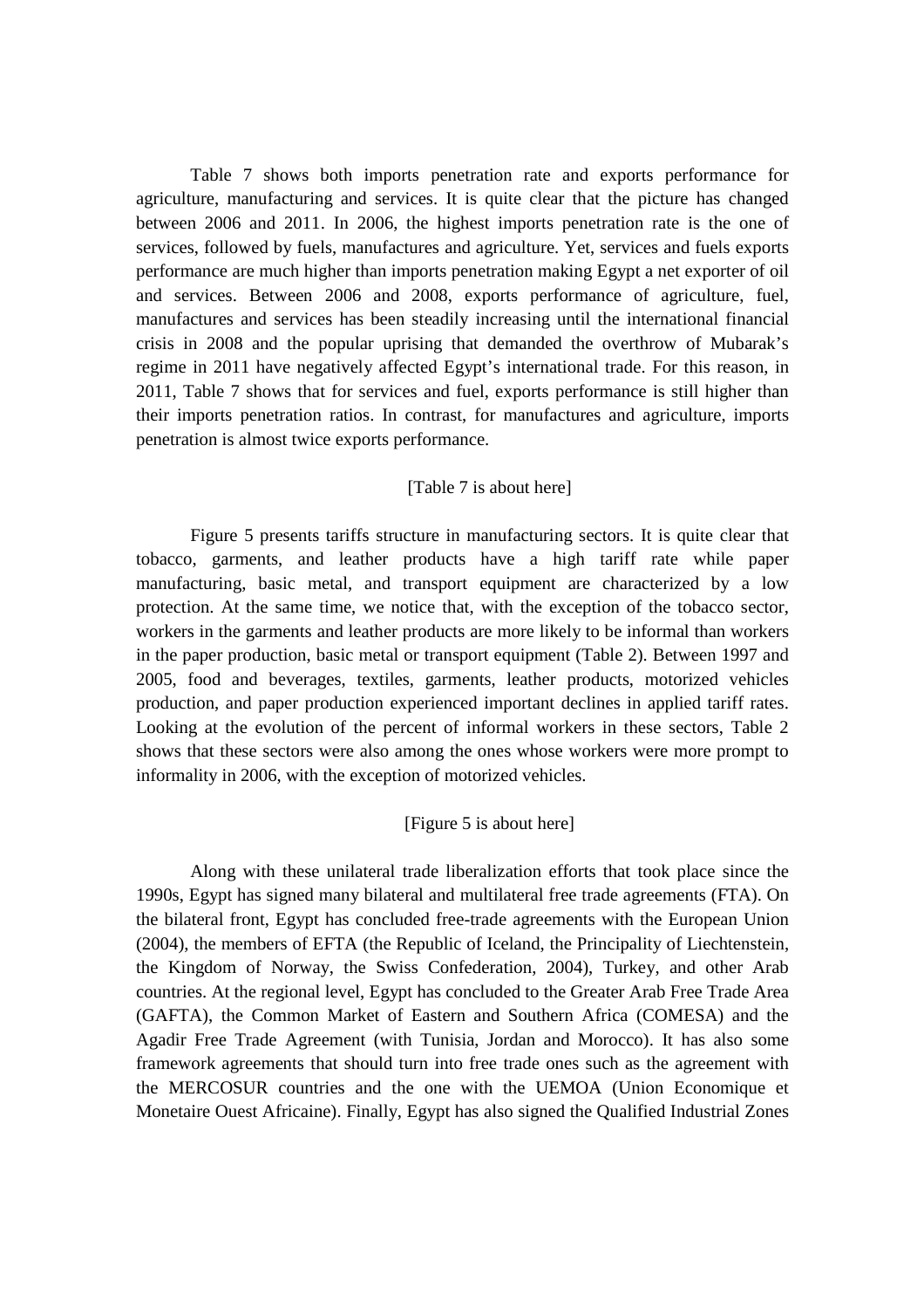Table 7 shows both imports penetration rate and exports performance for agriculture, manufacturing and services. It is quite clear that the picture has changed between 2006 and 2011. In 2006, the highest imports penetration rate is the one of services, followed by fuels, manufactures and agriculture. Yet, services and fuels exports performance are much higher than imports penetration making Egypt a net exporter of oil and services. Between 2006 and 2008, exports performance of agriculture, fuel, manufactures and services has been steadily increasing until the international financial crisis in 2008 and the popular uprising that demanded the overthrow of Mubarak's regime in 2011 have negatively affected Egypt's international trade. For this reason, in 2011, Table 7 shows that for services and fuel, exports performance is still higher than their imports penetration ratios. In contrast, for manufactures and agriculture, imports penetration is almost twice exports performance.

[Table 7 is about here]

Figure 5 presents tariffs structure in manufacturing sectors. It is quite clear that tobacco, garments, and leather products have a high tariff rate while paper manufacturing, basic metal, and transport equipment are characterized by a low protection. At the same time, we notice that, with the exception of the tobacco sector, workers in the garments and leather products are more likely to be informal than workers in the paper production, basic metal or transport equipment (Table 2). Between 1997 and 2005, food and beverages, textiles, garments, leather products, motorized vehicles production, and paper production experienced important declines in applied tariff rates. Looking at the evolution of the percent of informal workers in these sectors, Table 2 shows that these sectors were also among the ones whose workers were more prompt to informality in 2006, with the exception of motorized vehicles.

[Figure 5 is about here]

Along with these unilateral trade liberalization efforts that took place since the 1990s, Egypt has signed many bilateral and multilateral free trade agreements (FTA). On the bilateral front, Egypt has concluded free-trade agreements with the European Union (2004), the members of EFTA (the Republic of Iceland, the Principality of Liechtenstein, the Kingdom of Norway, the Swiss Confederation, 2004), Turkey, and other Arab countries. At the regional level, Egypt has concluded to the Greater Arab Free Trade Area (GAFTA), the Common Market of Eastern and Southern Africa (COMESA) and the Agadir Free Trade Agreement (with Tunisia, Jordan and Morocco). It has also some framework agreements that should turn into free trade ones such as the agreement with the MERCOSUR countries and the one with the UEMOA (Union Economique et Monetaire Ouest Africaine). Finally, Egypt has also signed the Qualified Industrial Zones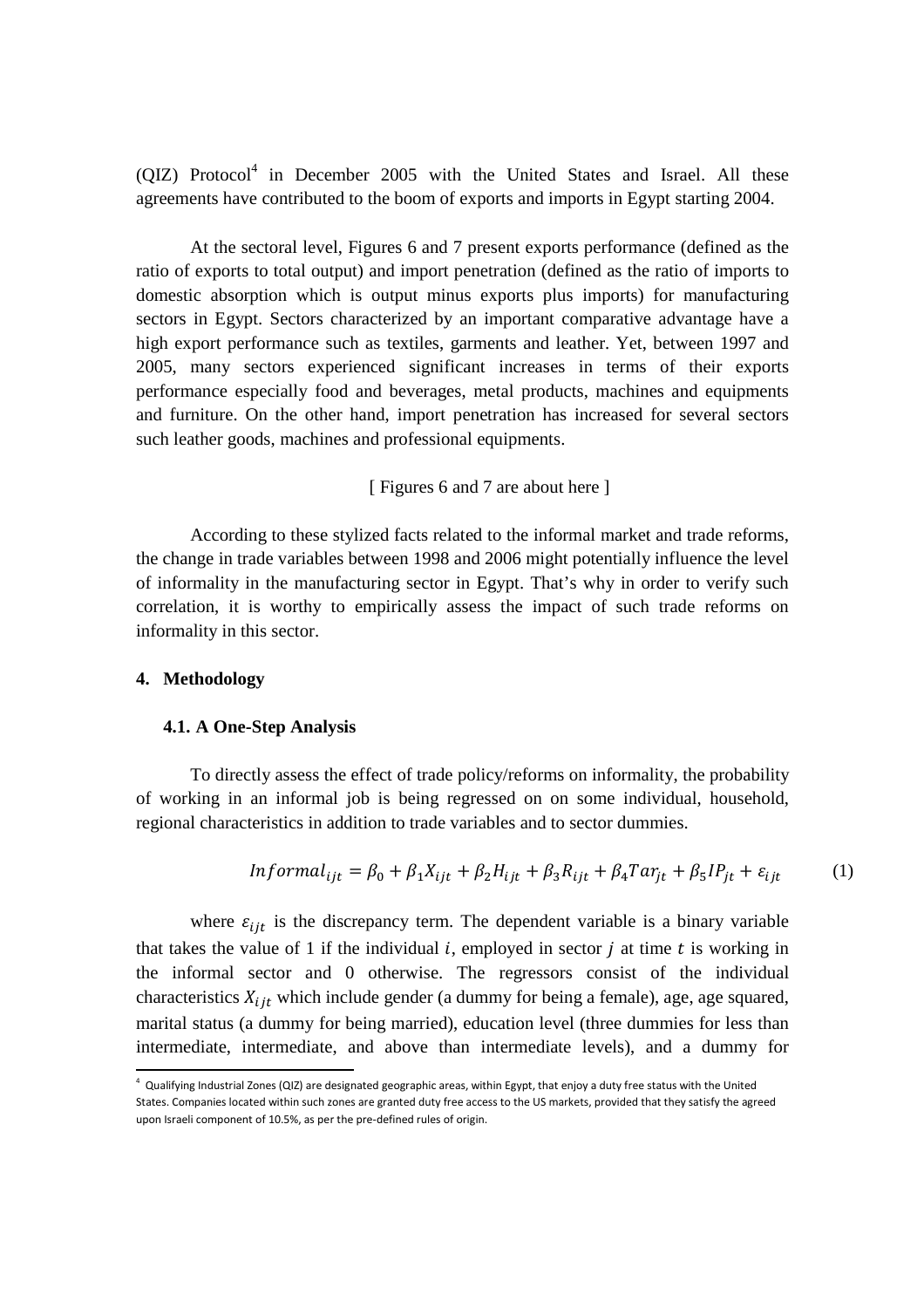(QIZ) Protocol[4] in December 2005 with the United States and Israel. All these agreements have contributed to the boom of exports and imports in Egypt starting 2004.

At the sectoral level, Figures 6 and 7 present exports performance (defined as the ratio of exports to total output) and import penetration (defined as the ratio of imports to domestic absorption which is output minus exports plus imports) for manufacturing sectors in Egypt. Sectors characterized by an important comparative advantage have a high export performance such as textiles, garments and leather. Yet, between 1997 and 2005, many sectors experienced significant increases in terms of their exports performance especially food and beverages, metal products, machines and equipments and furniture. On the other hand, import penetration has increased for several sectors such leather goods, machines and professional equipments.

[ Figures 6 and 7 are about here ]

According to these stylized facts related to the informal market and trade reforms, the change in trade variables between 1998 and 2006 might potentially influence the level of informality in the manufacturing sector in Egypt. That's why in order to verify such correlation, it is worthy to empirically assess the impact of such trade reforms on informality in this sector.

## 4. Methodology

### 4.1. A One-Step Analysis

To directly assess the effect of trade policy/reforms on informality, the probability of working in an informal job is being regressed on on some individual, household, regional characteristics in addition to trade variables and to sector dummies.

$$Informal_{ijt} = \beta_0 + \beta_1 X_{ijt} + \beta_2 H_{ijt} + \beta_3 R_{ijt} + \beta_4 Tar_{jt} + \beta_5 IP_{jt} + \varepsilon_{ijt} \qquad (1)$$

where $\varepsilon_{ijt}$ is the discrepancy term. The dependent variable is a binary variable that takes the value of 1 if the individual $i$, employed in sector $j$ at time $t$ is working in the informal sector and 0 otherwise. The regressors consist of the individual characteristics $X_{ijt}$ which include gender (a dummy for being a female), age, age squared, marital status (a dummy for being married), education level (three dummies for less than intermediate, intermediate, and above than intermediate levels), and a dummy for

[4] Qualifying Industrial Zones (QIZ) are designated geographic areas, within Egypt, that enjoy a duty free status with the United States. Companies located within such zones are granted duty free access to the US markets, provided that they satisfy the agreed upon Israeli component of 10.5%, as per the pre-defined rules of origin.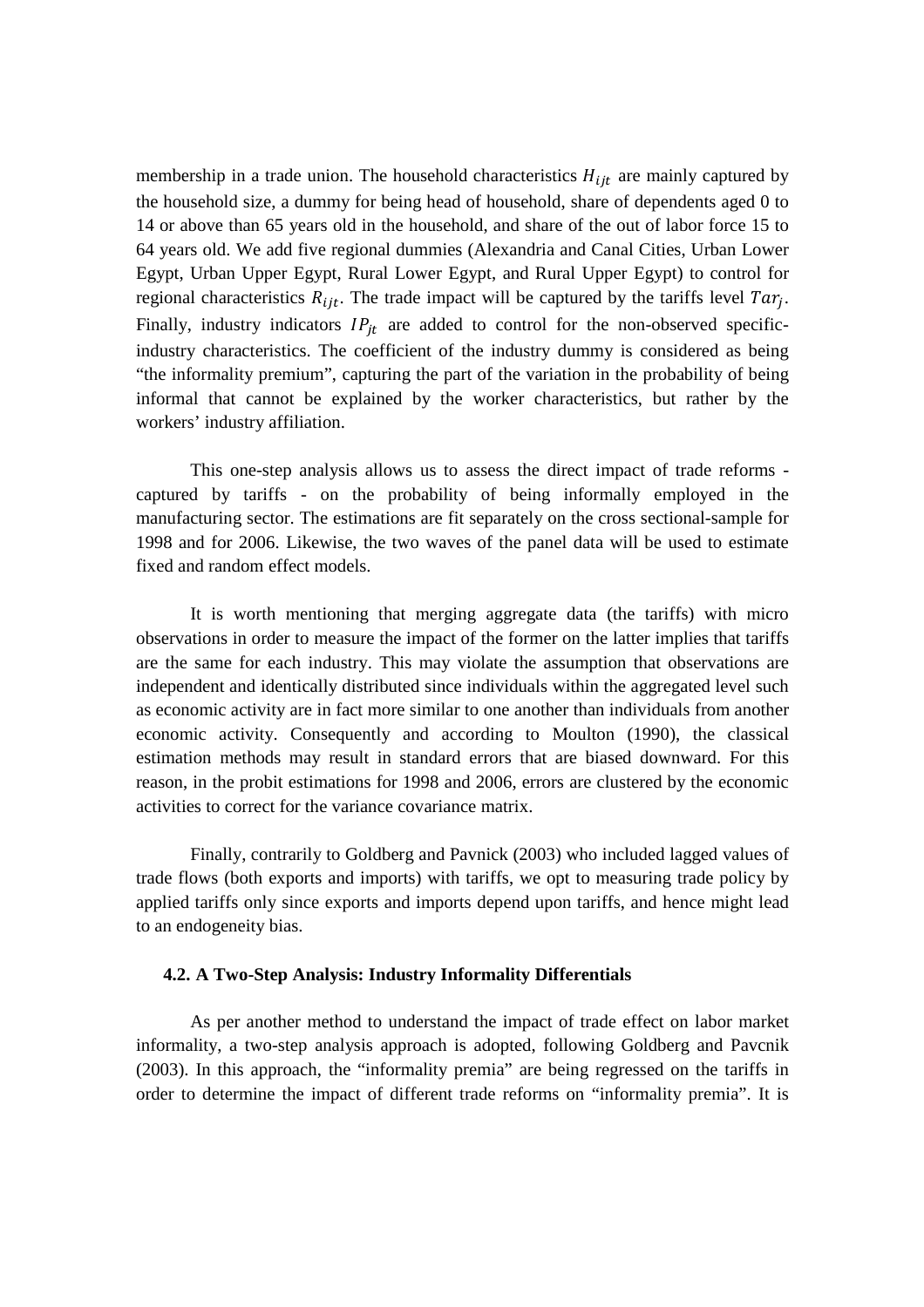membership in a trade union. The household characteristics $H_{ijt}$ are mainly captured by the household size, a dummy for being head of household, share of dependents aged 0 to 14 or above than 65 years old in the household, and share of the out of labor force 15 to 64 years old. We add five regional dummies (Alexandria and Canal Cities, Urban Lower Egypt, Urban Upper Egypt, Rural Lower Egypt, and Rural Upper Egypt) to control for regional characteristics $R_{ijt}$. The trade impact will be captured by the tariffs level $Tar_j$. Finally, industry indicators $IP_{jt}$ are added to control for the non-observed specific-industry characteristics. The coefficient of the industry dummy is considered as being "the informality premium", capturing the part of the variation in the probability of being informal that cannot be explained by the worker characteristics, but rather by the workers' industry affiliation.

This one-step analysis allows us to assess the direct impact of trade reforms - captured by tariffs - on the probability of being informally employed in the manufacturing sector. The estimations are fit separately on the cross sectional-sample for 1998 and for 2006. Likewise, the two waves of the panel data will be used to estimate fixed and random effect models.

It is worth mentioning that merging aggregate data (the tariffs) with micro observations in order to measure the impact of the former on the latter implies that tariffs are the same for each industry. This may violate the assumption that observations are independent and identically distributed since individuals within the aggregated level such as economic activity are in fact more similar to one another than individuals from another economic activity. Consequently and according to Moulton (1990), the classical estimation methods may result in standard errors that are biased downward. For this reason, in the probit estimations for 1998 and 2006, errors are clustered by the economic activities to correct for the variance covariance matrix.

Finally, contrarily to Goldberg and Pavnick (2003) who included lagged values of trade flows (both exports and imports) with tariffs, we opt to measuring trade policy by applied tariffs only since exports and imports depend upon tariffs, and hence might lead to an endogeneity bias.

### 4.2. A Two-Step Analysis: Industry Informality Differentials

As per another method to understand the impact of trade effect on labor market informality, a two-step analysis approach is adopted, following Goldberg and Pavcnik (2003). In this approach, the "informality premia" are being regressed on the tariffs in order to determine the impact of different trade reforms on "informality premia". It is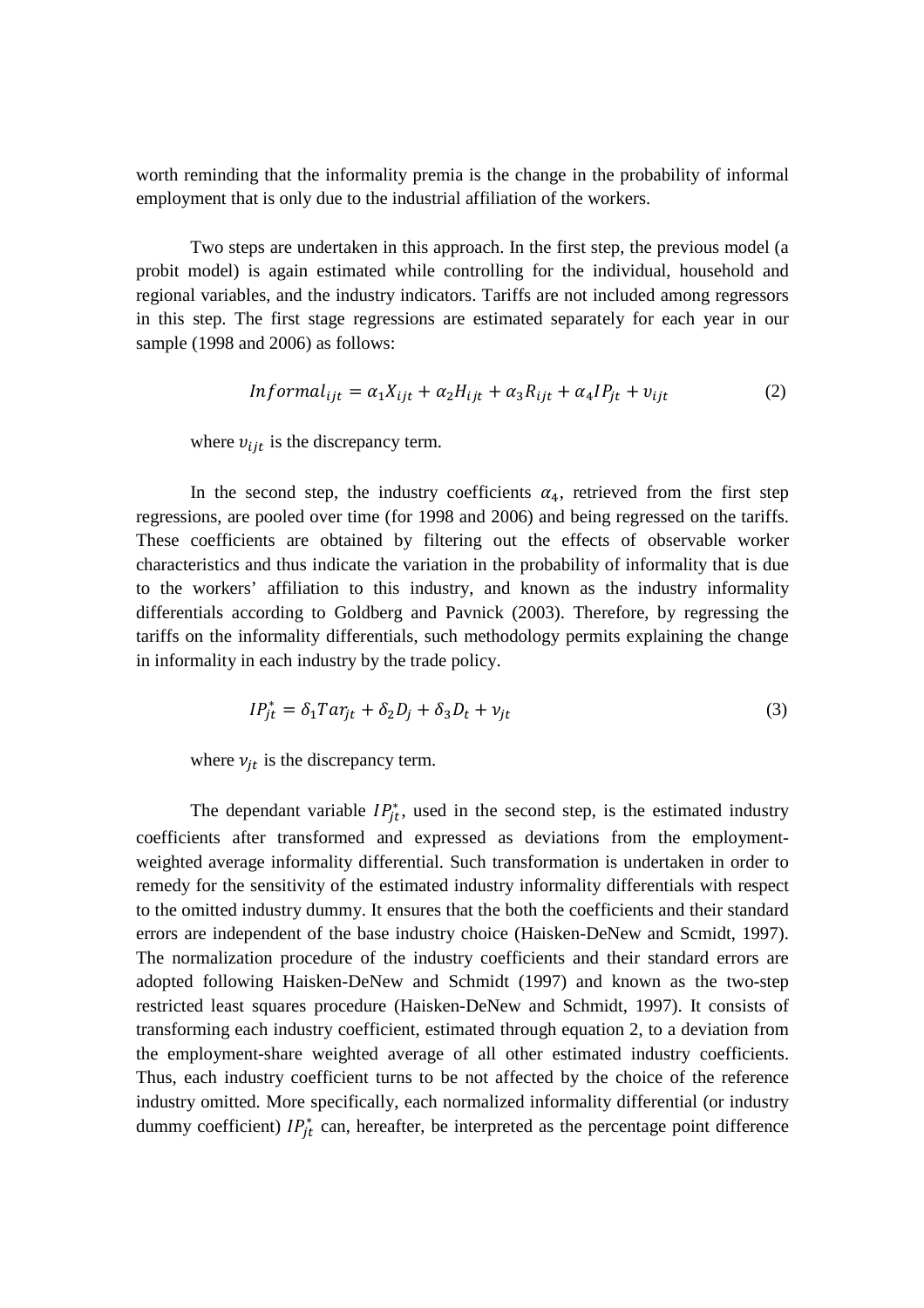worth reminding that the informality premia is the change in the probability of informal employment that is only due to the industrial affiliation of the workers.

Two steps are undertaken in this approach. In the first step, the previous model (a probit model) is again estimated while controlling for the individual, household and regional variables, and the industry indicators. Tariffs are not included among regressors in this step. The first stage regressions are estimated separately for each year in our sample (1998 and 2006) as follows:

$$Informal_{ijt} = \alpha_1 X_{ijt} + \alpha_2 H_{ijt} + \alpha_3 R_{ijt} + \alpha_4 IP_{jt} + \upsilon_{ijt} \tag{2}$$

where $\upsilon_{ijt}$ is the discrepancy term.

In the second step, the industry coefficients $\alpha_4$, retrieved from the first step regressions, are pooled over time (for 1998 and 2006) and being regressed on the tariffs. These coefficients are obtained by filtering out the effects of observable worker characteristics and thus indicate the variation in the probability of informality that is due to the workers' affiliation to this industry, and known as the industry informality differentials according to Goldberg and Pavnick (2003). Therefore, by regressing the tariffs on the informality differentials, such methodology permits explaining the change in informality in each industry by the trade policy.

$$IP_{jt}^{*} = \delta_1 Tar_{jt} + \delta_2 D_j + \delta_3 D_t + \nu_{jt} \tag{3}$$

where $\nu_{jt}$ is the discrepancy term.

The dependant variable $IP_{jt}^{*}$, used in the second step, is the estimated industry coefficients after transformed and expressed as deviations from the employment-weighted average informality differential. Such transformation is undertaken in order to remedy for the sensitivity of the estimated industry informality differentials with respect to the omitted industry dummy. It ensures that the both the coefficients and their standard errors are independent of the base industry choice (Haisken-DeNew and Scmidt, 1997). The normalization procedure of the industry coefficients and their standard errors are adopted following Haisken-DeNew and Schmidt (1997) and known as the two-step restricted least squares procedure (Haisken-DeNew and Schmidt, 1997). It consists of transforming each industry coefficient, estimated through equation 2, to a deviation from the employment-share weighted average of all other estimated industry coefficients. Thus, each industry coefficient turns to be not affected by the choice of the reference industry omitted. More specifically, each normalized informality differential (or industry dummy coefficient) $IP_{jt}^{*}$ can, hereafter, be interpreted as the percentage point difference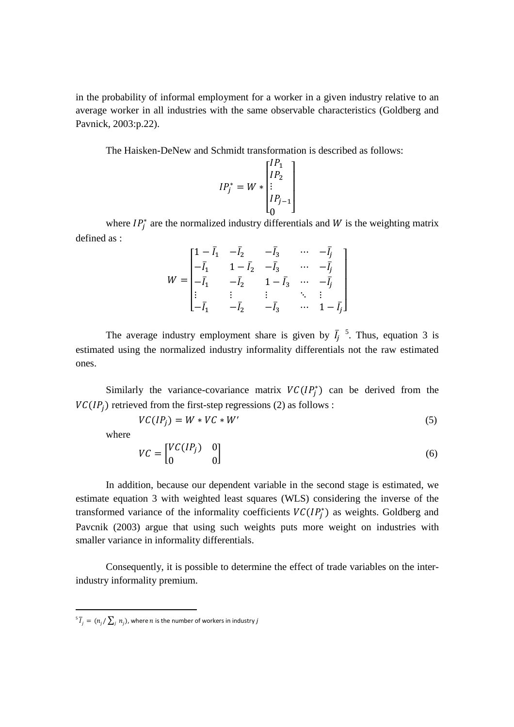in the probability of informal employment for a worker in a given industry relative to an average worker in all industries with the same observable characteristics (Goldberg and Pavnick, 2003:p.22).

The Haisken-DeNew and Schmidt transformation is described as follows:

$$IP_j^* = W * \begin{bmatrix} IP_1 \\ IP_2 \\ \vdots \\ IP_{j-1} \\ 0 \end{bmatrix}$$

where $IP_j^*$ are the normalized industry differentials and $W$ is the weighting matrix defined as :

$$W = \begin{bmatrix} 1-\bar{I}_1 & -\bar{I}_2 & -\bar{I}_3 & \cdots & -\bar{I}_j \\ -\bar{I}_1 & 1-\bar{I}_2 & -\bar{I}_3 & \cdots & -\bar{I}_j \\ -\bar{I}_1 & -\bar{I}_2 & 1-\bar{I}_3 & \cdots & -\bar{I}_j \\ \vdots & \vdots & \vdots & \ddots & \vdots \\ -\bar{I}_1 & -\bar{I}_2 & -\bar{I}_3 & \cdots & 1-\bar{I}_j \end{bmatrix}$$

The average industry employment share is given by $\bar{I}_j$ [5]. Thus, equation 3 is estimated using the normalized industry informality differentials not the raw estimated ones.

Similarly the variance-covariance matrix $VC(IP_j^*)$ can be derived from the $VC(IP_j)$ retrieved from the first-step regressions (2) as follows :

$$VC(IP_j) = W * VC * W' \tag{5}$$

where

$$VC = \begin{bmatrix} VC(IP_j) & 0 \\ 0 & 0 \end{bmatrix} \tag{6}$$

In addition, because our dependent variable in the second stage is estimated, we estimate equation 3 with weighted least squares (WLS) considering the inverse of the transformed variance of the informality coefficients $VC(IP_j^*)$ as weights. Goldberg and Pavcnik (2003) argue that using such weights puts more weight on industries with smaller variance in informality differentials.

Consequently, it is possible to determine the effect of trade variables on the inter-industry informality premium.

---

[5] $\bar{I}_j = (n_j / \sum_j n_j)$, where $n$ is the number of workers in industry $j$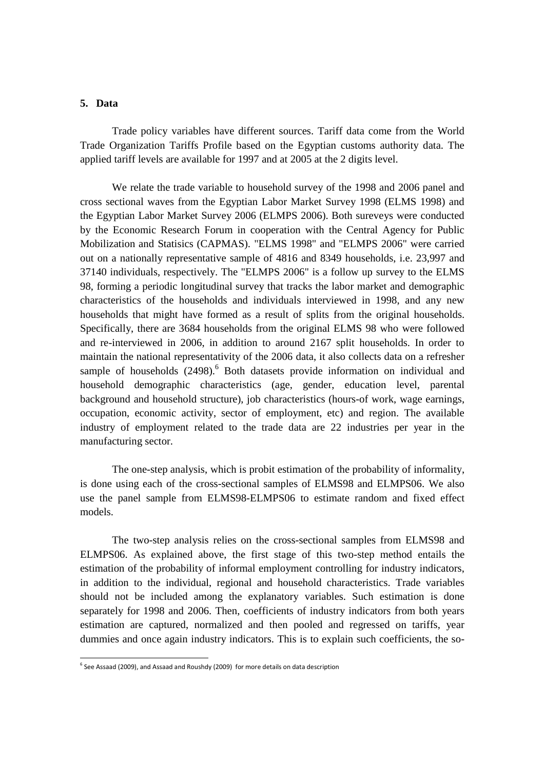## 5. Data

Trade policy variables have different sources. Tariff data come from the World Trade Organization Tariffs Profile based on the Egyptian customs authority data. The applied tariff levels are available for 1997 and at 2005 at the 2 digits level.

We relate the trade variable to household survey of the 1998 and 2006 panel and cross sectional waves from the Egyptian Labor Market Survey 1998 (ELMS 1998) and the Egyptian Labor Market Survey 2006 (ELMPS 2006). Both sureveys were conducted by the Economic Research Forum in cooperation with the Central Agency for Public Mobilization and Statisics (CAPMAS). "ELMS 1998" and "ELMPS 2006" were carried out on a nationally representative sample of 4816 and 8349 households, i.e. 23,997 and 37140 individuals, respectively. The "ELMPS 2006" is a follow up survey to the ELMS 98, forming a periodic longitudinal survey that tracks the labor market and demographic characteristics of the households and individuals interviewed in 1998, and any new households that might have formed as a result of splits from the original households. Specifically, there are 3684 households from the original ELMS 98 who were followed and re-interviewed in 2006, in addition to around 2167 split households. In order to maintain the national representativity of the 2006 data, it also collects data on a refresher sample of households (2498).[6] Both datasets provide information on individual and household demographic characteristics (age, gender, education level, parental background and household structure), job characteristics (hours-of work, wage earnings, occupation, economic activity, sector of employment, etc) and region. The available industry of employment related to the trade data are 22 industries per year in the manufacturing sector.

The one-step analysis, which is probit estimation of the probability of informality, is done using each of the cross-sectional samples of ELMS98 and ELMPS06. We also use the panel sample from ELMS98-ELMPS06 to estimate random and fixed effect models.

The two-step analysis relies on the cross-sectional samples from ELMS98 and ELMPS06. As explained above, the first stage of this two-step method entails the estimation of the probability of informal employment controlling for industry indicators, in addition to the individual, regional and household characteristics. Trade variables should not be included among the explanatory variables. Such estimation is done separately for 1998 and 2006. Then, coefficients of industry indicators from both years estimation are captured, normalized and then pooled and regressed on tariffs, year dummies and once again industry indicators. This is to explain such coefficients, the so-

[6] See Assaad (2009), and Assaad and Roushdy (2009) for more details on data description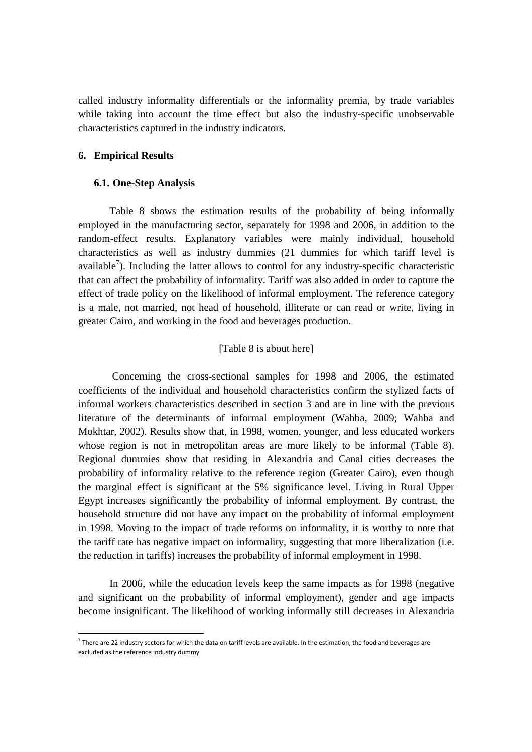called industry informality differentials or the informality premia, by trade variables while taking into account the time effect but also the industry-specific unobservable characteristics captured in the industry indicators.

## 6. Empirical Results

### 6.1. One-Step Analysis

Table 8 shows the estimation results of the probability of being informally employed in the manufacturing sector, separately for 1998 and 2006, in addition to the random-effect results. Explanatory variables were mainly individual, household characteristics as well as industry dummies (21 dummies for which tariff level is available[7]). Including the latter allows to control for any industry-specific characteristic that can affect the probability of informality. Tariff was also added in order to capture the effect of trade policy on the likelihood of informal employment. The reference category is a male, not married, not head of household, illiterate or can read or write, living in greater Cairo, and working in the food and beverages production.

[Table 8 is about here]

Concerning the cross-sectional samples for 1998 and 2006, the estimated coefficients of the individual and household characteristics confirm the stylized facts of informal workers characteristics described in section 3 and are in line with the previous literature of the determinants of informal employment (Wahba, 2009; Wahba and Mokhtar, 2002). Results show that, in 1998, women, younger, and less educated workers whose region is not in metropolitan areas are more likely to be informal (Table 8). Regional dummies show that residing in Alexandria and Canal cities decreases the probability of informality relative to the reference region (Greater Cairo), even though the marginal effect is significant at the 5% significance level. Living in Rural Upper Egypt increases significantly the probability of informal employment. By contrast, the household structure did not have any impact on the probability of informal employment in 1998. Moving to the impact of trade reforms on informality, it is worthy to note that the tariff rate has negative impact on informality, suggesting that more liberalization (i.e. the reduction in tariffs) increases the probability of informal employment in 1998.

In 2006, while the education levels keep the same impacts as for 1998 (negative and significant on the probability of informal employment), gender and age impacts become insignificant. The likelihood of working informally still decreases in Alexandria

[7] There are 22 industry sectors for which the data on tariff levels are available. In the estimation, the food and beverages are excluded as the reference industry dummy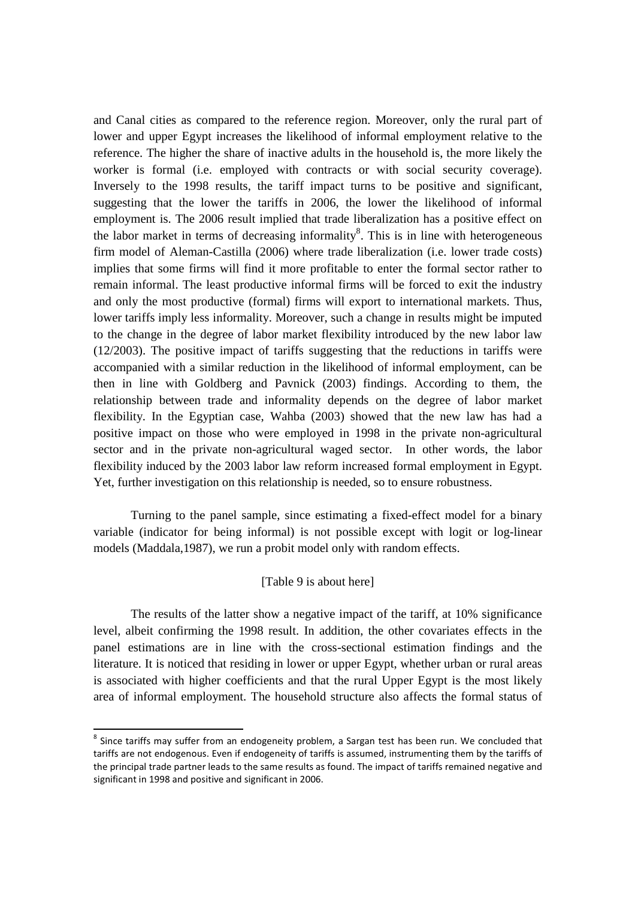and Canal cities as compared to the reference region. Moreover, only the rural part of lower and upper Egypt increases the likelihood of informal employment relative to the reference. The higher the share of inactive adults in the household is, the more likely the worker is formal (i.e. employed with contracts or with social security coverage). Inversely to the 1998 results, the tariff impact turns to be positive and significant, suggesting that the lower the tariffs in 2006, the lower the likelihood of informal employment is. The 2006 result implied that trade liberalization has a positive effect on the labor market in terms of decreasing informality[8]. This is in line with heterogeneous firm model of Aleman-Castilla (2006) where trade liberalization (i.e. lower trade costs) implies that some firms will find it more profitable to enter the formal sector rather to remain informal. The least productive informal firms will be forced to exit the industry and only the most productive (formal) firms will export to international markets. Thus, lower tariffs imply less informality. Moreover, such a change in results might be imputed to the change in the degree of labor market flexibility introduced by the new labor law (12/2003). The positive impact of tariffs suggesting that the reductions in tariffs were accompanied with a similar reduction in the likelihood of informal employment, can be then in line with Goldberg and Pavnick (2003) findings. According to them, the relationship between trade and informality depends on the degree of labor market flexibility. In the Egyptian case, Wahba (2003) showed that the new law has had a positive impact on those who were employed in 1998 in the private non-agricultural sector and in the private non-agricultural waged sector. In other words, the labor flexibility induced by the 2003 labor law reform increased formal employment in Egypt. Yet, further investigation on this relationship is needed, so to ensure robustness.

Turning to the panel sample, since estimating a fixed-effect model for a binary variable (indicator for being informal) is not possible except with logit or log-linear models (Maddala,1987), we run a probit model only with random effects.

[Table 9 is about here]

The results of the latter show a negative impact of the tariff, at 10% significance level, albeit confirming the 1998 result. In addition, the other covariates effects in the panel estimations are in line with the cross-sectional estimation findings and the literature. It is noticed that residing in lower or upper Egypt, whether urban or rural areas is associated with higher coefficients and that the rural Upper Egypt is the most likely area of informal employment. The household structure also affects the formal status of

---

[8] Since tariffs may suffer from an endogeneity problem, a Sargan test has been run. We concluded that tariffs are not endogenous. Even if endogeneity of tariffs is assumed, instrumenting them by the tariffs of the principal trade partner leads to the same results as found. The impact of tariffs remained negative and significant in 1998 and positive and significant in 2006.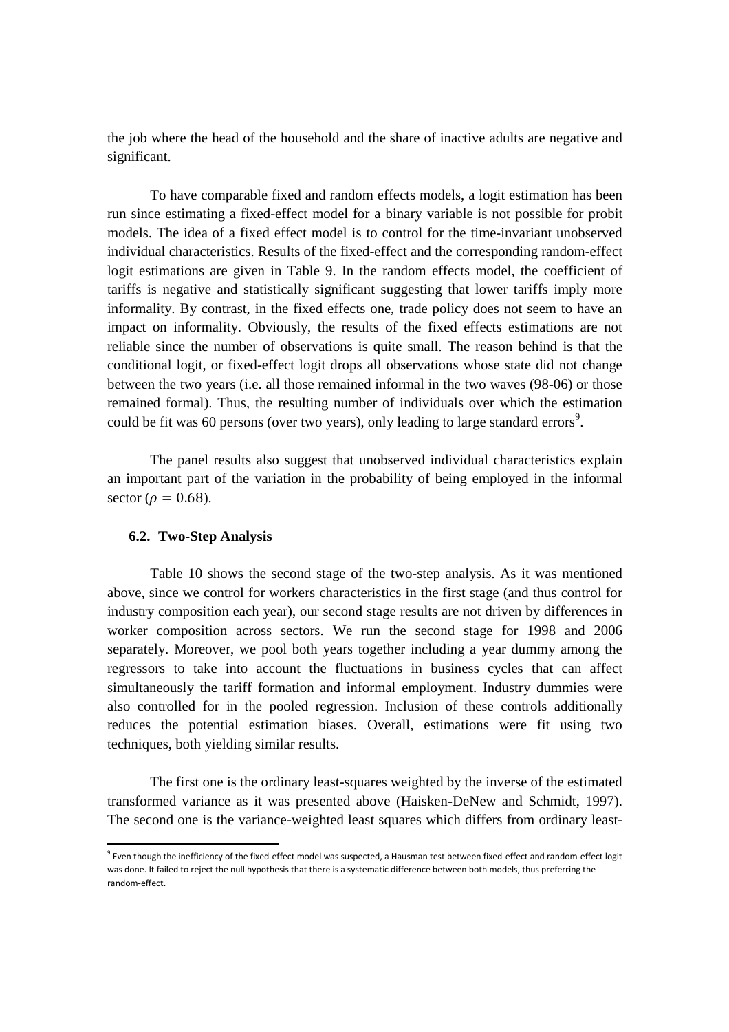the job where the head of the household and the share of inactive adults are negative and significant.

To have comparable fixed and random effects models, a logit estimation has been run since estimating a fixed-effect model for a binary variable is not possible for probit models. The idea of a fixed effect model is to control for the time-invariant unobserved individual characteristics. Results of the fixed-effect and the corresponding random-effect logit estimations are given in Table 9. In the random effects model, the coefficient of tariffs is negative and statistically significant suggesting that lower tariffs imply more informality. By contrast, in the fixed effects one, trade policy does not seem to have an impact on informality. Obviously, the results of the fixed effects estimations are not reliable since the number of observations is quite small. The reason behind is that the conditional logit, or fixed-effect logit drops all observations whose state did not change between the two years (i.e. all those remained informal in the two waves (98-06) or those remained formal). Thus, the resulting number of individuals over which the estimation could be fit was 60 persons (over two years), only leading to large standard errors[9].

The panel results also suggest that unobserved individual characteristics explain an important part of the variation in the probability of being employed in the informal sector ($\rho = 0.68$).

### 6.2. Two-Step Analysis

Table 10 shows the second stage of the two-step analysis. As it was mentioned above, since we control for workers characteristics in the first stage (and thus control for industry composition each year), our second stage results are not driven by differences in worker composition across sectors. We run the second stage for 1998 and 2006 separately. Moreover, we pool both years together including a year dummy among the regressors to take into account the fluctuations in business cycles that can affect simultaneously the tariff formation and informal employment. Industry dummies were also controlled for in the pooled regression. Inclusion of these controls additionally reduces the potential estimation biases. Overall, estimations were fit using two techniques, both yielding similar results.

The first one is the ordinary least-squares weighted by the inverse of the estimated transformed variance as it was presented above (Haisken-DeNew and Schmidt, 1997). The second one is the variance-weighted least squares which differs from ordinary least-

[9] Even though the inefficiency of the fixed-effect model was suspected, a Hausman test between fixed-effect and random-effect logit was done. It failed to reject the null hypothesis that there is a systematic difference between both models, thus preferring the random-effect.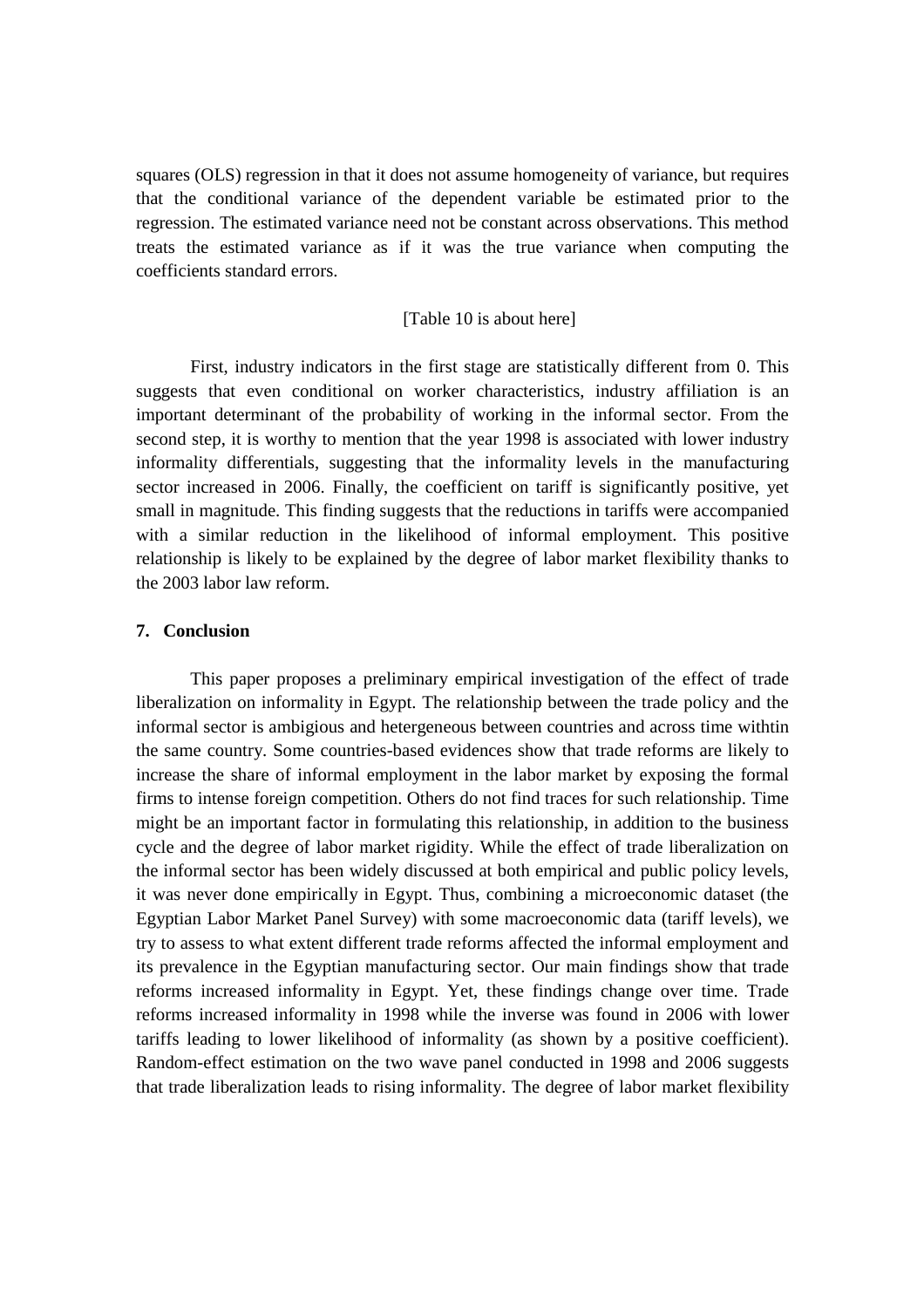squares (OLS) regression in that it does not assume homogeneity of variance, but requires that the conditional variance of the dependent variable be estimated prior to the regression. The estimated variance need not be constant across observations. This method treats the estimated variance as if it was the true variance when computing the coefficients standard errors.

[Table 10 is about here]

First, industry indicators in the first stage are statistically different from 0. This suggests that even conditional on worker characteristics, industry affiliation is an important determinant of the probability of working in the informal sector. From the second step, it is worthy to mention that the year 1998 is associated with lower industry informality differentials, suggesting that the informality levels in the manufacturing sector increased in 2006. Finally, the coefficient on tariff is significantly positive, yet small in magnitude. This finding suggests that the reductions in tariffs were accompanied with a similar reduction in the likelihood of informal employment. This positive relationship is likely to be explained by the degree of labor market flexibility thanks to the 2003 labor law reform.

## 7. Conclusion

This paper proposes a preliminary empirical investigation of the effect of trade liberalization on informality in Egypt. The relationship between the trade policy and the informal sector is ambigious and hetergeneous between countries and across time withtin the same country. Some countries-based evidences show that trade reforms are likely to increase the share of informal employment in the labor market by exposing the formal firms to intense foreign competition. Others do not find traces for such relationship. Time might be an important factor in formulating this relationship, in addition to the business cycle and the degree of labor market rigidity. While the effect of trade liberalization on the informal sector has been widely discussed at both empirical and public policy levels, it was never done empirically in Egypt. Thus, combining a microeconomic dataset (the Egyptian Labor Market Panel Survey) with some macroeconomic data (tariff levels), we try to assess to what extent different trade reforms affected the informal employment and its prevalence in the Egyptian manufacturing sector. Our main findings show that trade reforms increased informality in Egypt. Yet, these findings change over time. Trade reforms increased informality in 1998 while the inverse was found in 2006 with lower tariffs leading to lower likelihood of informality (as shown by a positive coefficient). Random-effect estimation on the two wave panel conducted in 1998 and 2006 suggests that trade liberalization leads to rising informality. The degree of labor market flexibility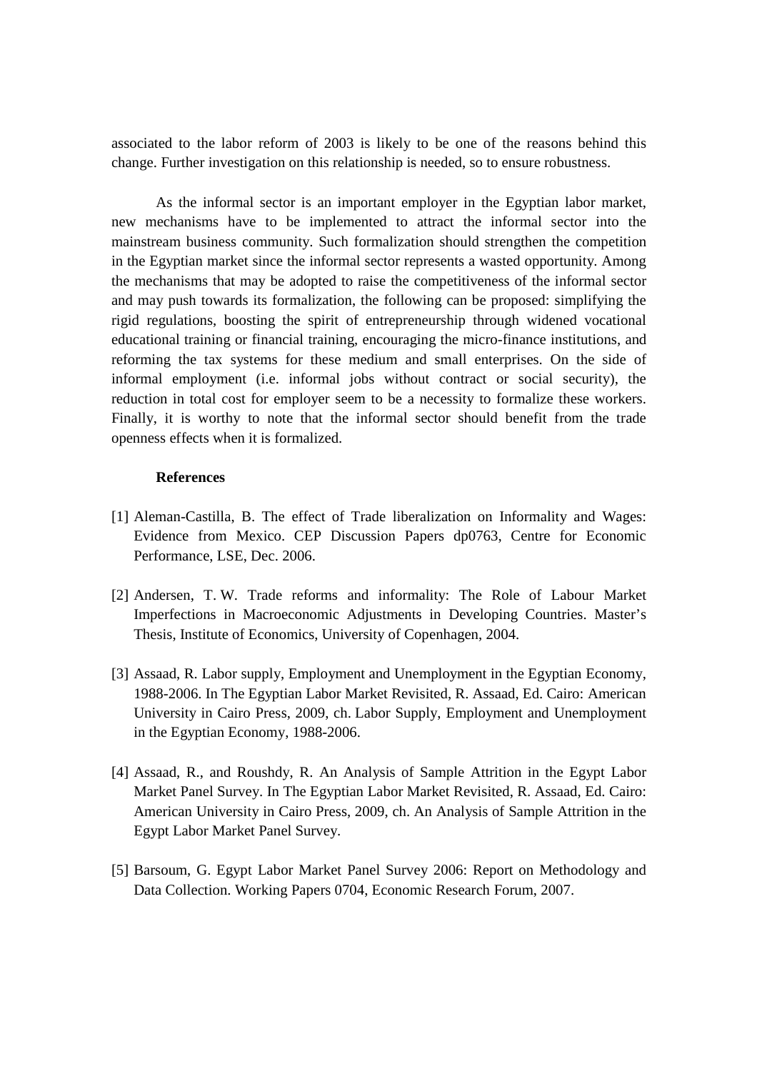associated to the labor reform of 2003 is likely to be one of the reasons behind this change. Further investigation on this relationship is needed, so to ensure robustness.

As the informal sector is an important employer in the Egyptian labor market, new mechanisms have to be implemented to attract the informal sector into the mainstream business community. Such formalization should strengthen the competition in the Egyptian market since the informal sector represents a wasted opportunity. Among the mechanisms that may be adopted to raise the competitiveness of the informal sector and may push towards its formalization, the following can be proposed: simplifying the rigid regulations, boosting the spirit of entrepreneurship through widened vocational educational training or financial training, encouraging the micro-finance institutions, and reforming the tax systems for these medium and small enterprises. On the side of informal employment (i.e. informal jobs without contract or social security), the reduction in total cost for employer seem to be a necessity to formalize these workers. Finally, it is worthy to note that the informal sector should benefit from the trade openness effects when it is formalized.

## References

[1] Aleman-Castilla, B. The effect of Trade liberalization on Informality and Wages: Evidence from Mexico. CEP Discussion Papers dp0763, Centre for Economic Performance, LSE, Dec. 2006.

[2] Andersen, T. W. Trade reforms and informality: The Role of Labour Market Imperfections in Macroeconomic Adjustments in Developing Countries. Master's Thesis, Institute of Economics, University of Copenhagen, 2004.

[3] Assaad, R. Labor supply, Employment and Unemployment in the Egyptian Economy, 1988-2006. In The Egyptian Labor Market Revisited, R. Assaad, Ed. Cairo: American University in Cairo Press, 2009, ch. Labor Supply, Employment and Unemployment in the Egyptian Economy, 1988-2006.

[4] Assaad, R., and Roushdy, R. An Analysis of Sample Attrition in the Egypt Labor Market Panel Survey. In The Egyptian Labor Market Revisited, R. Assaad, Ed. Cairo: American University in Cairo Press, 2009, ch. An Analysis of Sample Attrition in the Egypt Labor Market Panel Survey.

[5] Barsoum, G. Egypt Labor Market Panel Survey 2006: Report on Methodology and Data Collection. Working Papers 0704, Economic Research Forum, 2007.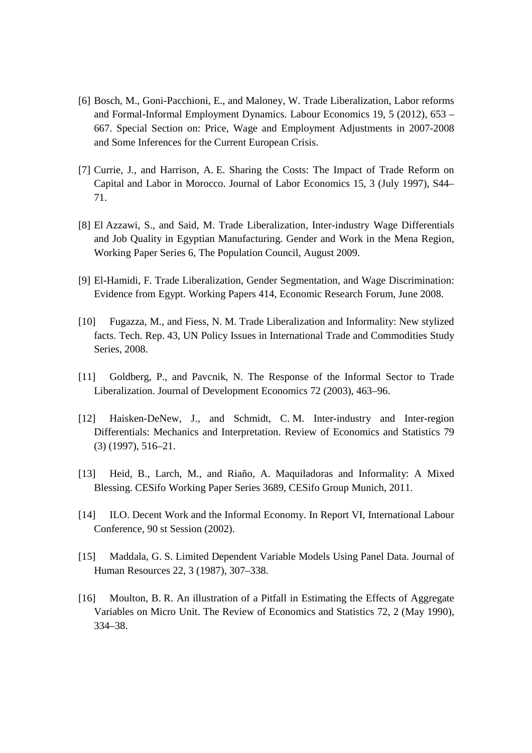[6] Bosch, M., Goni-Pacchioni, E., and Maloney, W. Trade Liberalization, Labor reforms and Formal-Informal Employment Dynamics. Labour Economics 19, 5 (2012), 653 – 667. Special Section on: Price, Wage and Employment Adjustments in 2007-2008 and Some Inferences for the Current European Crisis.

[7] Currie, J., and Harrison, A. E. Sharing the Costs: The Impact of Trade Reform on Capital and Labor in Morocco. Journal of Labor Economics 15, 3 (July 1997), S44–71.

[8] El Azzawi, S., and Said, M. Trade Liberalization, Inter-industry Wage Differentials and Job Quality in Egyptian Manufacturing. Gender and Work in the Mena Region, Working Paper Series 6, The Population Council, August 2009.

[9] El-Hamidi, F. Trade Liberalization, Gender Segmentation, and Wage Discrimination: Evidence from Egypt. Working Papers 414, Economic Research Forum, June 2008.

[10] Fugazza, M., and Fiess, N. M. Trade Liberalization and Informality: New stylized facts. Tech. Rep. 43, UN Policy Issues in International Trade and Commodities Study Series, 2008.

[11] Goldberg, P., and Pavcnik, N. The Response of the Informal Sector to Trade Liberalization. Journal of Development Economics 72 (2003), 463–96.

[12] Haisken-DeNew, J., and Schmidt, C. M. Inter-industry and Inter-region Differentials: Mechanics and Interpretation. Review of Economics and Statistics 79 (3) (1997), 516–21.

[13] Heid, B., Larch, M., and Riaño, A. Maquiladoras and Informality: A Mixed Blessing. CESifo Working Paper Series 3689, CESifo Group Munich, 2011.

[14] ILO. Decent Work and the Informal Economy. In Report VI, International Labour Conference, 90 st Session (2002).

[15] Maddala, G. S. Limited Dependent Variable Models Using Panel Data. Journal of Human Resources 22, 3 (1987), 307–338.

[16] Moulton, B. R. An illustration of a Pitfall in Estimating the Effects of Aggregate Variables on Micro Unit. The Review of Economics and Statistics 72, 2 (May 1990), 334–38.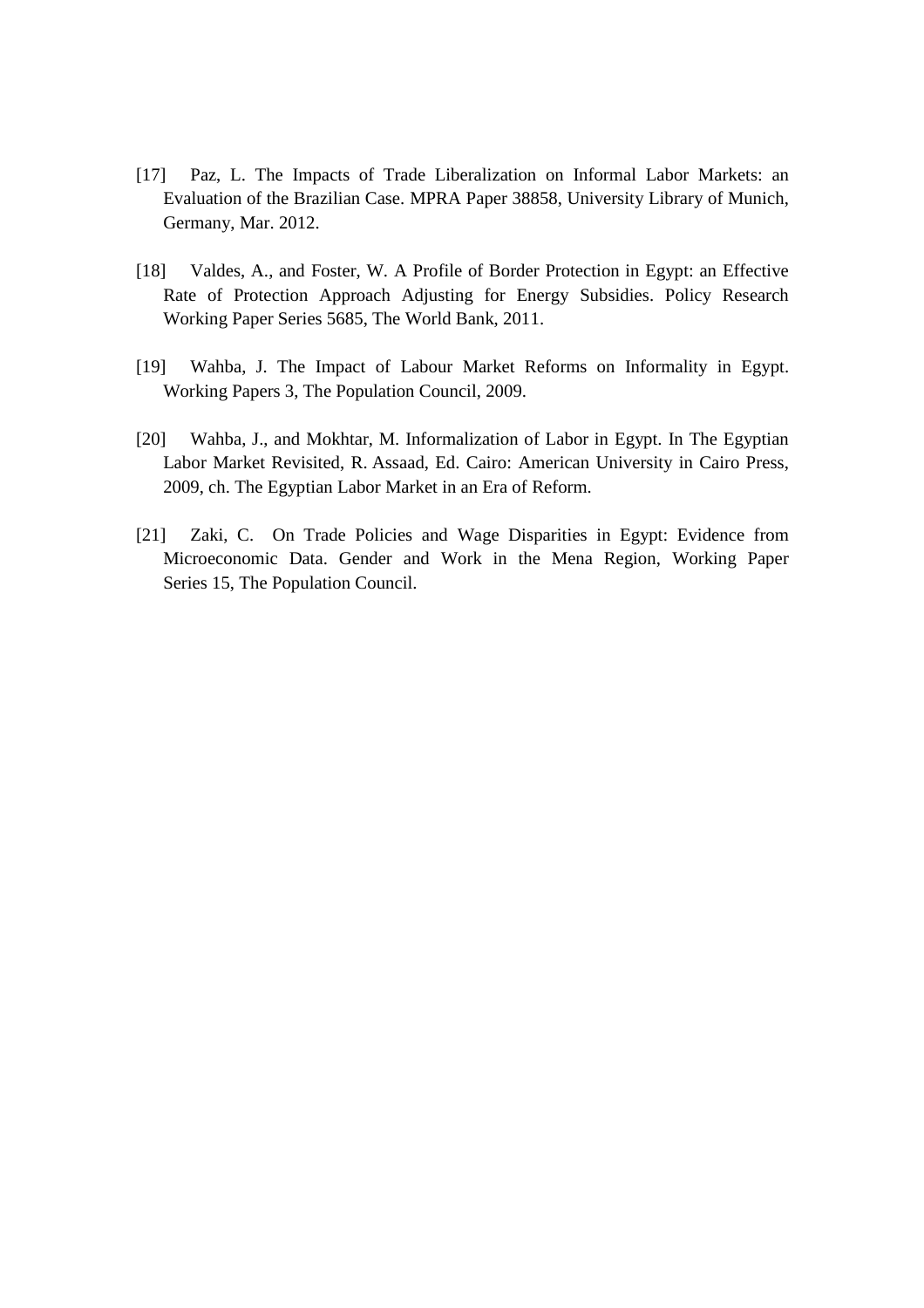[17] Paz, L. The Impacts of Trade Liberalization on Informal Labor Markets: an Evaluation of the Brazilian Case. MPRA Paper 38858, University Library of Munich, Germany, Mar. 2012.

[18] Valdes, A., and Foster, W. A Profile of Border Protection in Egypt: an Effective Rate of Protection Approach Adjusting for Energy Subsidies. Policy Research Working Paper Series 5685, The World Bank, 2011.

[19] Wahba, J. The Impact of Labour Market Reforms on Informality in Egypt. Working Papers 3, The Population Council, 2009.

[20] Wahba, J., and Mokhtar, M. Informalization of Labor in Egypt. In The Egyptian Labor Market Revisited, R. Assaad, Ed. Cairo: American University in Cairo Press, 2009, ch. The Egyptian Labor Market in an Era of Reform.

[21] Zaki, C. On Trade Policies and Wage Disparities in Egypt: Evidence from Microeconomic Data. Gender and Work in the Mena Region, Working Paper Series 15, The Population Council.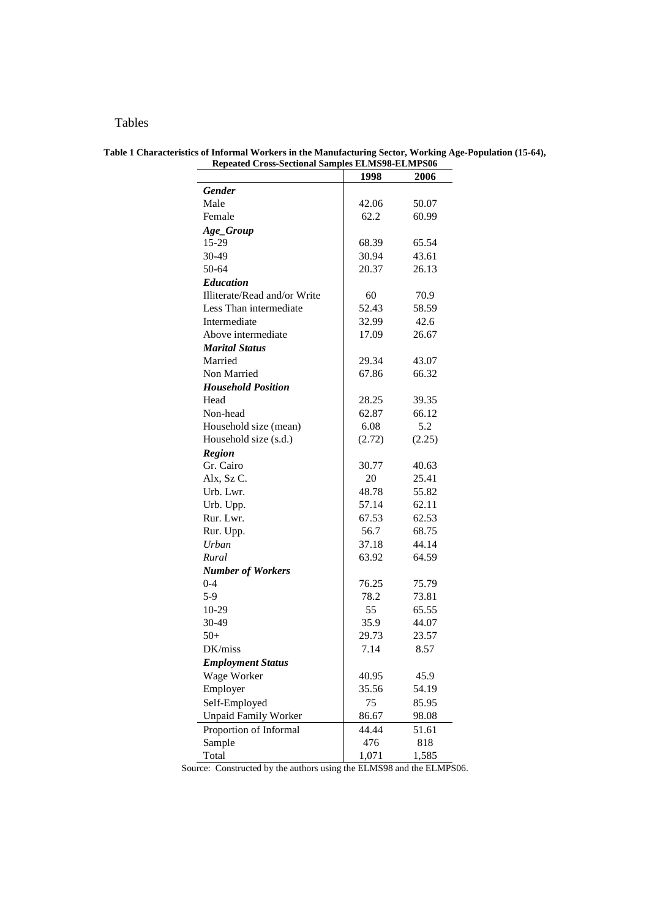Tables

**Table 1 Characteristics of Informal Workers in the Manufacturing Sector, Working Age-Population (15-64), Repeated Cross-Sectional Samples ELMS98-ELMPS06**

| | 1998 | 2006 |
|---|---|---|
| ***Gender*** | | |
| Male | 42.06 | 50.07 |
| Female | 62.2 | 60.99 |
| ***Age_Group*** | | |
| 15-29 | 68.39 | 65.54 |
| 30-49 | 30.94 | 43.61 |
| 50-64 | 20.37 | 26.13 |
| ***Education*** | | |
| Illiterate/Read and/or Write | 60 | 70.9 |
| Less Than intermediate | 52.43 | 58.59 |
| Intermediate | 32.99 | 42.6 |
| Above intermediate | 17.09 | 26.67 |
| ***Marital Status*** | | |
| Married | 29.34 | 43.07 |
| Non Married | 67.86 | 66.32 |
| ***Household Position*** | | |
| Head | 28.25 | 39.35 |
| Non-head | 62.87 | 66.12 |
| Household size (mean) | 6.08 | 5.2 |
| Household size (s.d.) | (2.72) | (2.25) |
| ***Region*** | | |
| Gr. Cairo | 30.77 | 40.63 |
| Alx, Sz C. | 20 | 25.41 |
| Urb. Lwr. | 48.78 | 55.82 |
| Urb. Upp. | 57.14 | 62.11 |
| Rur. Lwr. | 67.53 | 62.53 |
| Rur. Upp. | 56.7 | 68.75 |
| *Urban* | 37.18 | 44.14 |
| *Rural* | 63.92 | 64.59 |
| ***Number of Workers*** | | |
| 0-4 | 76.25 | 75.79 |
| 5-9 | 78.2 | 73.81 |
| 10-29 | 55 | 65.55 |
| 30-49 | 35.9 | 44.07 |
| 50+ | 29.73 | 23.57 |
| DK/miss | 7.14 | 8.57 |
| ***Employment Status*** | | |
| Wage Worker | 40.95 | 45.9 |
| Employer | 35.56 | 54.19 |
| Self-Employed | 75 | 85.95 |
| Unpaid Family Worker | 86.67 | 98.08 |
| Proportion of Informal | 44.44 | 51.61 |
| Sample | 476 | 818 |
| Total | 1,071 | 1,585 |

Source: Constructed by the authors using the ELMS98 and the ELMPS06.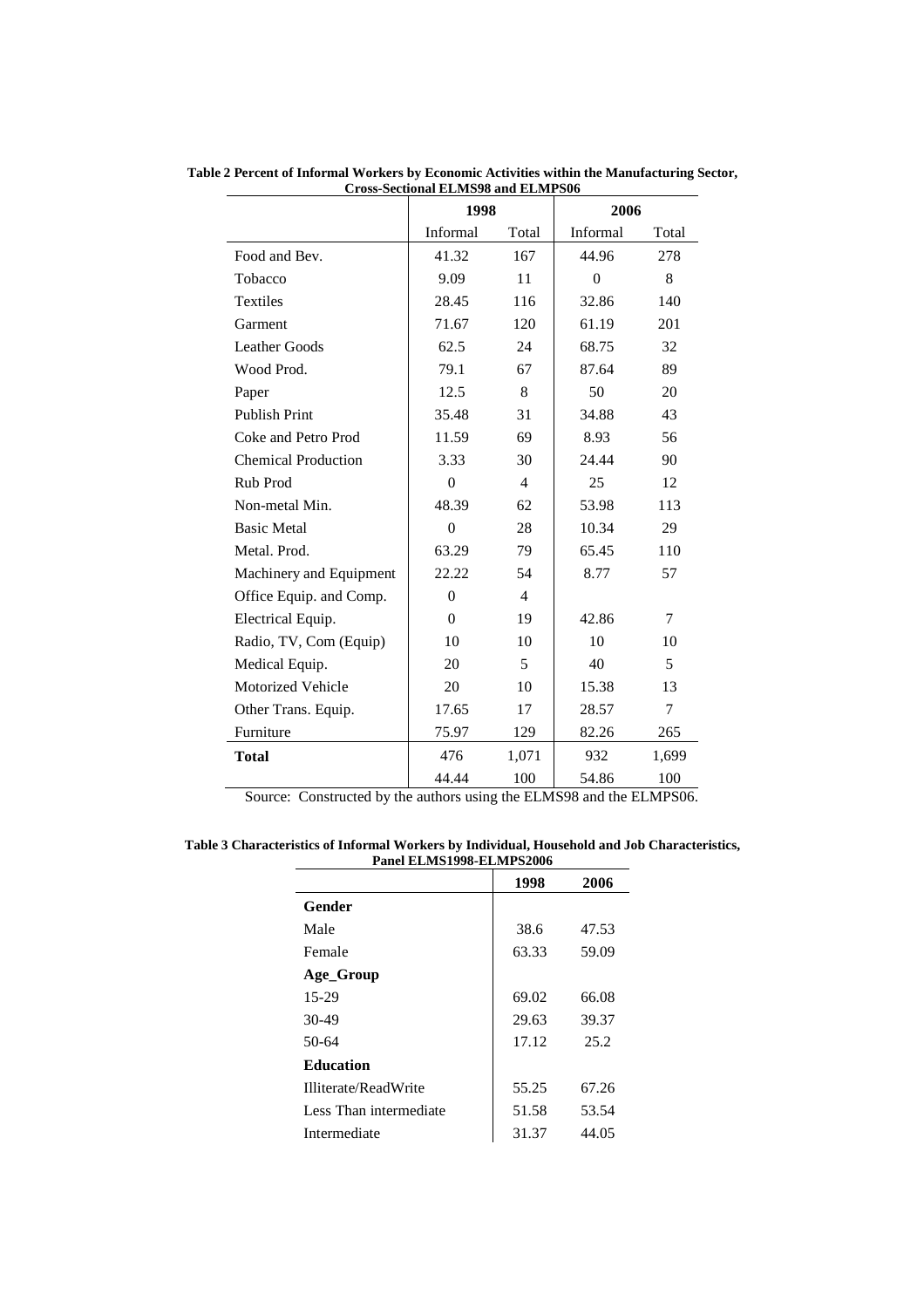**Table 2 Percent of Informal Workers by Economic Activities within the Manufacturing Sector, Cross-Sectional ELMS98 and ELMPS06**

| | 1998 | | 2006 | |
|---|---|---|---|---|
| | Informal | Total | Informal | Total |
| Food and Bev. | 41.32 | 167 | 44.96 | 278 |
| Tobacco | 9.09 | 11 | 0 | 8 |
| Textiles | 28.45 | 116 | 32.86 | 140 |
| Garment | 71.67 | 120 | 61.19 | 201 |
| Leather Goods | 62.5 | 24 | 68.75 | 32 |
| Wood Prod. | 79.1 | 67 | 87.64 | 89 |
| Paper | 12.5 | 8 | 50 | 20 |
| Publish Print | 35.48 | 31 | 34.88 | 43 |
| Coke and Petro Prod | 11.59 | 69 | 8.93 | 56 |
| Chemical Production | 3.33 | 30 | 24.44 | 90 |
| Rub Prod | 0 | 4 | 25 | 12 |
| Non-metal Min. | 48.39 | 62 | 53.98 | 113 |
| Basic Metal | 0 | 28 | 10.34 | 29 |
| Metal. Prod. | 63.29 | 79 | 65.45 | 110 |
| Machinery and Equipment | 22.22 | 54 | 8.77 | 57 |
| Office Equip. and Comp. | 0 | 4 | | |
| Electrical Equip. | 0 | 19 | 42.86 | 7 |
| Radio, TV, Com (Equip) | 10 | 10 | 10 | 10 |
| Medical Equip. | 20 | 5 | 40 | 5 |
| Motorized Vehicle | 20 | 10 | 15.38 | 13 |
| Other Trans. Equip. | 17.65 | 17 | 28.57 | 7 |
| Furniture | 75.97 | 129 | 82.26 | 265 |
| **Total** | 476 | 1,071 | 932 | 1,699 |
| | 44.44 | 100 | 54.86 | 100 |

Source: Constructed by the authors using the ELMS98 and the ELMPS06.

**Table 3 Characteristics of Informal Workers by Individual, Household and Job Characteristics, Panel ELMS1998-ELMPS2006**

| | 1998 | 2006 |
|---|---|---|
| **Gender** | | |
| Male | 38.6 | 47.53 |
| Female | 63.33 | 59.09 |
| **Age_Group** | | |
| 15-29 | 69.02 | 66.08 |
| 30-49 | 29.63 | 39.37 |
| 50-64 | 17.12 | 25.2 |
| **Education** | | |
| Illiterate/ReadWrite | 55.25 | 67.26 |
| Less Than intermediate | 51.58 | 53.54 |
| Intermediate | 31.37 | 44.05 |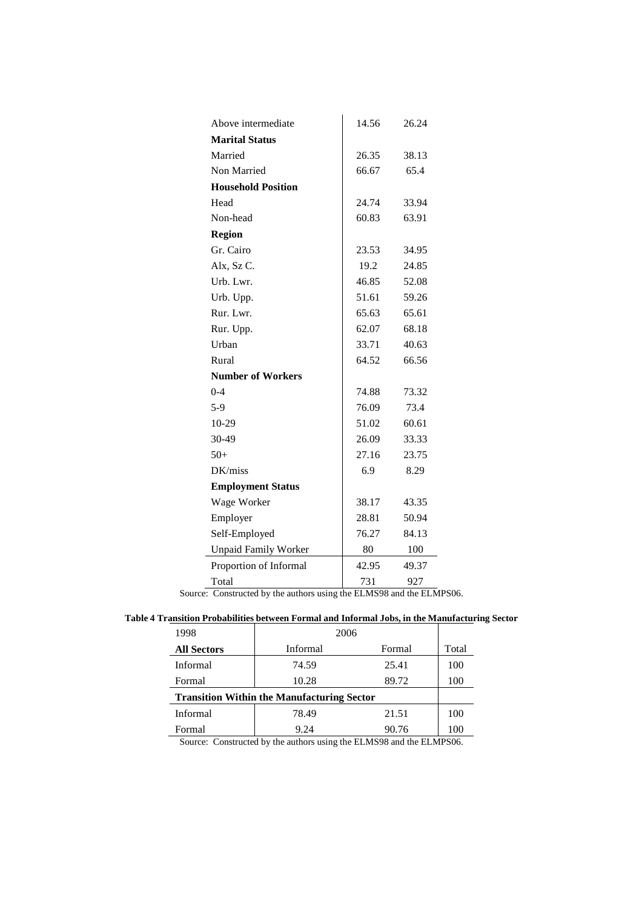| | | |
|---|---|---|
| Above intermediate | 14.56 | 26.24 |
| **Marital Status** | | |
| Married | 26.35 | 38.13 |
| Non Married | 66.67 | 65.4 |
| **Household Position** | | |
| Head | 24.74 | 33.94 |
| Non-head | 60.83 | 63.91 |
| **Region** | | |
| Gr. Cairo | 23.53 | 34.95 |
| Alx, Sz C. | 19.2 | 24.85 |
| Urb. Lwr. | 46.85 | 52.08 |
| Urb. Upp. | 51.61 | 59.26 |
| Rur. Lwr. | 65.63 | 65.61 |
| Rur. Upp. | 62.07 | 68.18 |
| Urban | 33.71 | 40.63 |
| Rural | 64.52 | 66.56 |
| **Number of Workers** | | |
| 0-4 | 74.88 | 73.32 |
| 5-9 | 76.09 | 73.4 |
| 10-29 | 51.02 | 60.61 |
| 30-49 | 26.09 | 33.33 |
| 50+ | 27.16 | 23.75 |
| DK/miss | 6.9 | 8.29 |
| **Employment Status** | | |
| Wage Worker | 38.17 | 43.35 |
| Employer | 28.81 | 50.94 |
| Self-Employed | 76.27 | 84.13 |
| Unpaid Family Worker | 80 | 100 |
| Proportion of Informal | 42.95 | 49.37 |
| Total | 731 | 927 |

Source: Constructed by the authors using the ELMS98 and the ELMPS06.

**Table 4 Transition Probabilities between Formal and Informal Jobs, in the Manufacturing Sector**

| 1998 | 2006 | | |
|---|---|---|---|
| **All Sectors** | Informal | Formal | Total |
| Informal | 74.59 | 25.41 | 100 |
| Formal | 10.28 | 89.72 | 100 |
| **Transition Within the Manufacturing Sector** | | | |
| Informal | 78.49 | 21.51 | 100 |
| Formal | 9.24 | 90.76 | 100 |

Source: Constructed by the authors using the ELMS98 and the ELMPS06.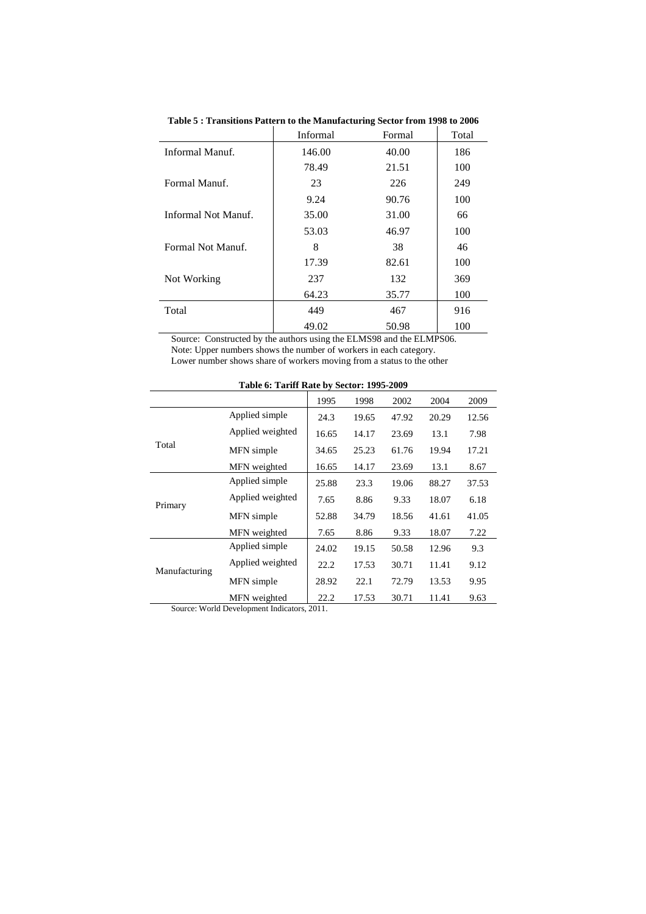**Table 5 : Transitions Pattern to the Manufacturing Sector from 1998 to 2006**

| | Informal | Formal | Total |
|---|---|---|---|
| Informal Manuf. | 146.00 | 40.00 | 186 |
| | 78.49 | 21.51 | 100 |
| Formal Manuf. | 23 | 226 | 249 |
| | 9.24 | 90.76 | 100 |
| Informal Not Manuf. | 35.00 | 31.00 | 66 |
| | 53.03 | 46.97 | 100 |
| Formal Not Manuf. | 8 | 38 | 46 |
| | 17.39 | 82.61 | 100 |
| Not Working | 237 | 132 | 369 |
| | 64.23 | 35.77 | 100 |
| Total | 449 | 467 | 916 |
| | 49.02 | 50.98 | 100 |

Source: Constructed by the authors using the ELMS98 and the ELMPS06.
Note: Upper numbers shows the number of workers in each category.
Lower number shows share of workers moving from a status to the other

**Table 6: Tariff Rate by Sector: 1995-2009**

| | | 1995 | 1998 | 2002 | 2004 | 2009 |
|---|---|---|---|---|---|---|
| Total | Applied simple | 24.3 | 19.65 | 47.92 | 20.29 | 12.56 |
| | Applied weighted | 16.65 | 14.17 | 23.69 | 13.1 | 7.98 |
| | MFN simple | 34.65 | 25.23 | 61.76 | 19.94 | 17.21 |
| | MFN weighted | 16.65 | 14.17 | 23.69 | 13.1 | 8.67 |
| Primary | Applied simple | 25.88 | 23.3 | 19.06 | 88.27 | 37.53 |
| | Applied weighted | 7.65 | 8.86 | 9.33 | 18.07 | 6.18 |
| | MFN simple | 52.88 | 34.79 | 18.56 | 41.61 | 41.05 |
| | MFN weighted | 7.65 | 8.86 | 9.33 | 18.07 | 7.22 |
| Manufacturing | Applied simple | 24.02 | 19.15 | 50.58 | 12.96 | 9.3 |
| | Applied weighted | 22.2 | 17.53 | 30.71 | 11.41 | 9.12 |
| | MFN simple | 28.92 | 22.1 | 72.79 | 13.53 | 9.95 |
| | MFN weighted | 22.2 | 17.53 | 30.71 | 11.41 | 9.63 |

Source: World Development Indicators, 2011.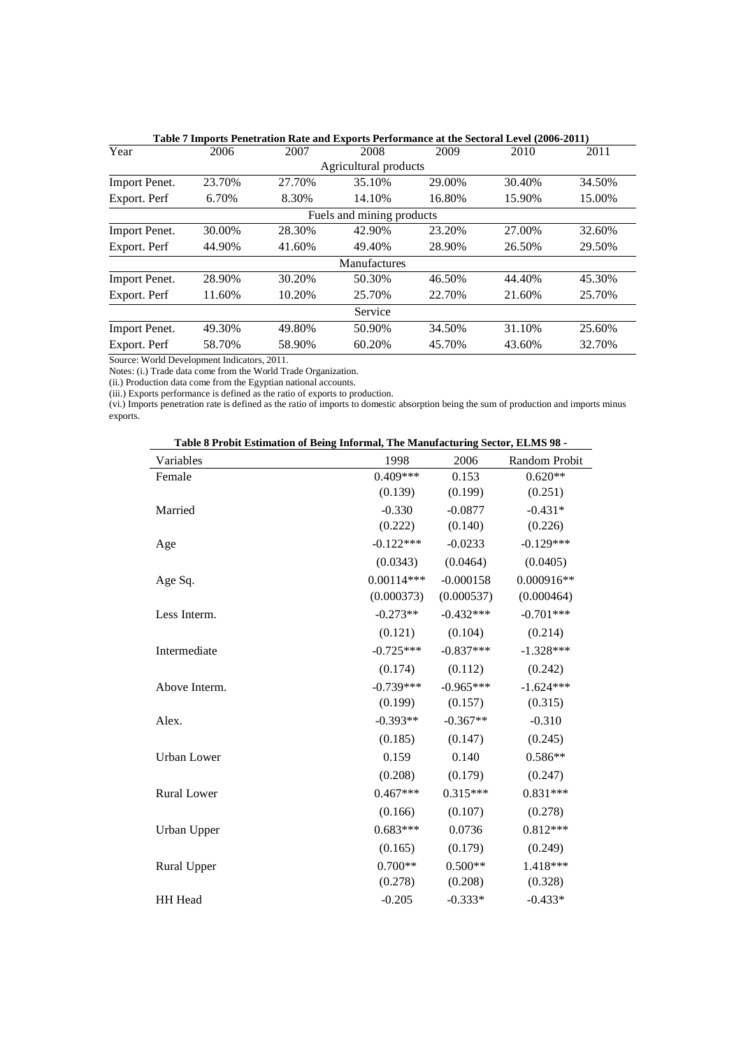**Table 7 Imports Penetration Rate and Exports Performance at the Sectoral Level (2006-2011)**

| Year | 2006 | 2007 | 2008 | 2009 | 2010 | 2011 |
|---|---|---|---|---|---|---|
| | | | Agricultural products | | | |
| Import Penet. | 23.70% | 27.70% | 35.10% | 29.00% | 30.40% | 34.50% |
| Export. Perf | 6.70% | 8.30% | 14.10% | 16.80% | 15.90% | 15.00% |
| | | | Fuels and mining products | | | |
| Import Penet. | 30.00% | 28.30% | 42.90% | 23.20% | 27.00% | 32.60% |
| Export. Perf | 44.90% | 41.60% | 49.40% | 28.90% | 26.50% | 29.50% |
| | | | Manufactures | | | |
| Import Penet. | 28.90% | 30.20% | 50.30% | 46.50% | 44.40% | 45.30% |
| Export. Perf | 11.60% | 10.20% | 25.70% | 22.70% | 21.60% | 25.70% |
| | | | Service | | | |
| Import Penet. | 49.30% | 49.80% | 50.90% | 34.50% | 31.10% | 25.60% |
| Export. Perf | 58.70% | 58.90% | 60.20% | 45.70% | 43.60% | 32.70% |

Source: World Development Indicators, 2011.

Notes: (i.) Trade data come from the World Trade Organization.

(ii.) Production data come from the Egyptian national accounts.

(iii.) Exports performance is defined as the ratio of exports to production.

(vi.) Imports penetration rate is defined as the ratio of imports to domestic absorption being the sum of production and imports minus exports.

**Table 8 Probit Estimation of Being Informal, The Manufacturing Sector, ELMS 98 -**

| Variables | 1998 | 2006 | Random Probit |
|---|---|---|---|
| Female | 0.409*** | 0.153 | 0.620** |
| | (0.139) | (0.199) | (0.251) |
| Married | -0.330 | -0.0877 | -0.431* |
| | (0.222) | (0.140) | (0.226) |
| Age | -0.122*** | -0.0233 | -0.129*** |
| | (0.0343) | (0.0464) | (0.0405) |
| Age Sq. | 0.00114*** | -0.000158 | 0.000916** |
| | (0.000373) | (0.000537) | (0.000464) |
| Less Interm. | -0.273** | -0.432*** | -0.701*** |
| | (0.121) | (0.104) | (0.214) |
| Intermediate | -0.725*** | -0.837*** | -1.328*** |
| | (0.174) | (0.112) | (0.242) |
| Above Interm. | -0.739*** | -0.965*** | -1.624*** |
| | (0.199) | (0.157) | (0.315) |
| Alex. | -0.393** | -0.367** | -0.310 |
| | (0.185) | (0.147) | (0.245) |
| Urban Lower | 0.159 | 0.140 | 0.586** |
| | (0.208) | (0.179) | (0.247) |
| Rural Lower | 0.467*** | 0.315*** | 0.831*** |
| | (0.166) | (0.107) | (0.278) |
| Urban Upper | 0.683*** | 0.0736 | 0.812*** |
| | (0.165) | (0.179) | (0.249) |
| Rural Upper | 0.700** | 0.500** | 1.418*** |
| | (0.278) | (0.208) | (0.328) |
| HH Head | -0.205 | -0.333* | -0.433* |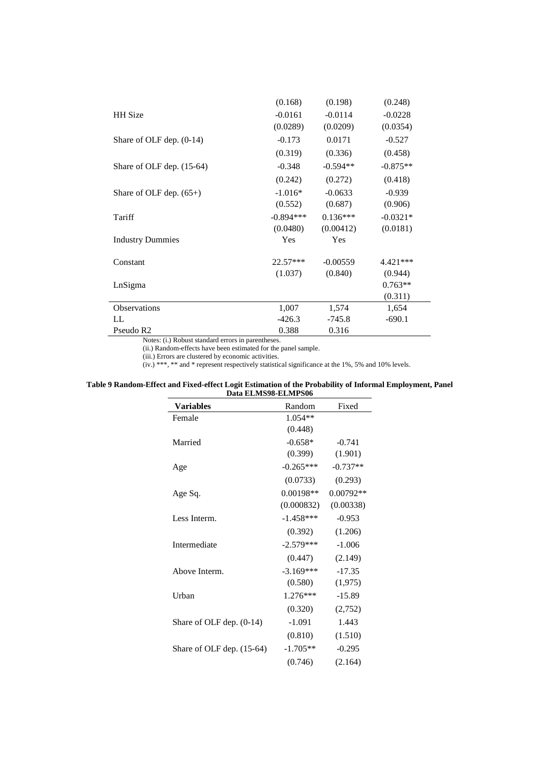| | | | |
|---|---|---|---|
| | (0.168) | (0.198) | (0.248) |
| HH Size | -0.0161 | -0.0114 | -0.0228 |
| | (0.0289) | (0.0209) | (0.0354) |
| Share of OLF dep. (0-14) | -0.173 | 0.0171 | -0.527 |
| | (0.319) | (0.336) | (0.458) |
| Share of OLF dep. (15-64) | -0.348 | -0.594** | -0.875** |
| | (0.242) | (0.272) | (0.418) |
| Share of OLF dep. (65+) | -1.016* | -0.0633 | -0.939 |
| | (0.552) | (0.687) | (0.906) |
| Tariff | -0.894*** | 0.136*** | -0.0321* |
| | (0.0480) | (0.00412) | (0.0181) |
| Industry Dummies | Yes | Yes | |
| Constant | 22.57*** | -0.00559 | 4.421*** |
| | (1.037) | (0.840) | (0.944) |
| LnSigma | | | 0.763** |
| | | | (0.311) |
| Observations | 1,007 | 1,574 | 1,654 |
| LL | -426.3 | -745.8 | -690.1 |
| Pseudo R2 | 0.388 | 0.316 | |

Notes: (i.) Robust standard errors in parentheses.
(ii.) Random-effects have been estimated for the panel sample.
(iii.) Errors are clustered by economic activities.
(iv.) ***, ** and * represent respectively statistical significance at the 1%, 5% and 10% levels.

**Table 9 Random-Effect and Fixed-effect Logit Estimation of the Probability of Informal Employment, Panel Data ELMS98-ELMPS06**

| **Variables** | Random | Fixed |
|---|---|---|
| Female | 1.054** | |
| | (0.448) | |
| Married | -0.658* | -0.741 |
| | (0.399) | (1.901) |
| Age | -0.265*** | -0.737** |
| | (0.0733) | (0.293) |
| Age Sq. | 0.00198** | 0.00792** |
| | (0.000832) | (0.00338) |
| Less Interm. | -1.458*** | -0.953 |
| | (0.392) | (1.206) |
| Intermediate | -2.579*** | -1.006 |
| | (0.447) | (2.149) |
| Above Interm. | -3.169*** | -17.35 |
| | (0.580) | (1,975) |
| Urban | 1.276*** | -15.89 |
| | (0.320) | (2,752) |
| Share of OLF dep. (0-14) | -1.091 | 1.443 |
| | (0.810) | (1.510) |
| Share of OLF dep. (15-64) | -1.705** | -0.295 |
| | (0.746) | (2.164) |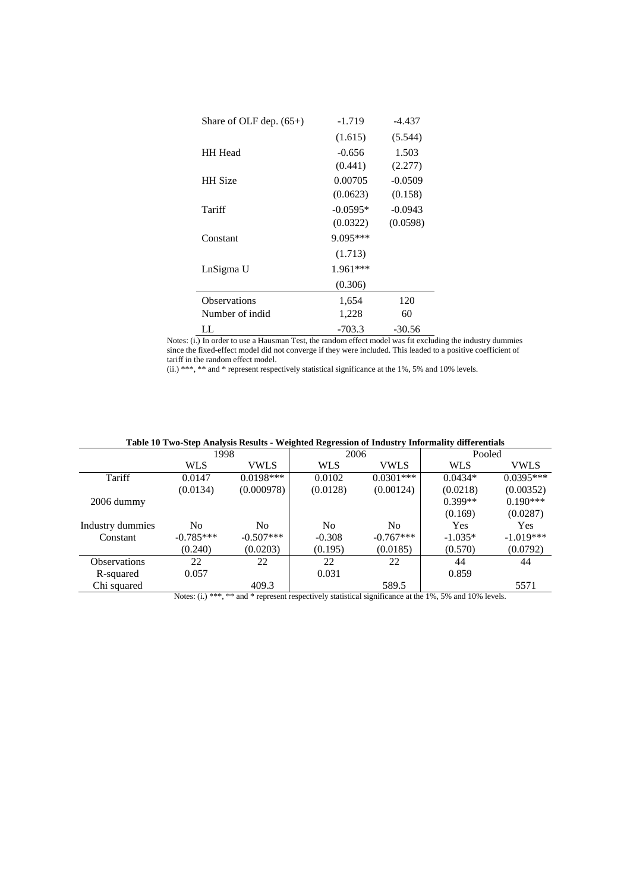| | | |
|---|---|---|
| Share of OLF dep. (65+) | -1.719 | -4.437 |
| | (1.615) | (5.544) |
| HH Head | -0.656 | 1.503 |
| | (0.441) | (2.277) |
| HH Size | 0.00705 | -0.0509 |
| | (0.0623) | (0.158) |
| Tariff | -0.0595* | -0.0943 |
| | (0.0322) | (0.0598) |
| Constant | 9.095*** | |
| | (1.713) | |
| LnSigma U | 1.961*** | |
| | (0.306) | |
| Observations | 1,654 | 120 |
| Number of indid | 1,228 | 60 |
| LL | -703.3 | -30.56 |

Notes: (i.) In order to use a Hausman Test, the random effect model was fit excluding the industry dummies since the fixed-effect model did not converge if they were included. This leaded to a positive coefficient of tariff in the random effect model.
(ii.) ***, ** and * represent respectively statistical significance at the 1%, 5% and 10% levels.

**Table 10 Two-Step Analysis Results - Weighted Regression of Industry Informality differentials**

| | 1998 | | 2006 | | Pooled | |
|---|---|---|---|---|---|---|
| | WLS | VWLS | WLS | VWLS | WLS | VWLS |
| Tariff | 0.0147 | 0.0198*** | 0.0102 | 0.0301*** | 0.0434* | 0.0395*** |
| | (0.0134) | (0.000978) | (0.0128) | (0.00124) | (0.0218) | (0.00352) |
| 2006 dummy | | | | | 0.399** | 0.190*** |
| | | | | | (0.169) | (0.0287) |
| Industry dummies | No | No | No | No | Yes | Yes |
| Constant | -0.785*** | -0.507*** | -0.308 | -0.767*** | -1.035* | -1.019*** |
| | (0.240) | (0.0203) | (0.195) | (0.0185) | (0.570) | (0.0792) |
| Observations | 22 | 22 | 22 | 22 | 44 | 44 |
| R-squared | 0.057 | | 0.031 | | 0.859 | |
| Chi squared | | 409.3 | | 589.5 | | 5571 |

Notes: (i.) ***, ** and * represent respectively statistical significance at the 1%, 5% and 10% levels.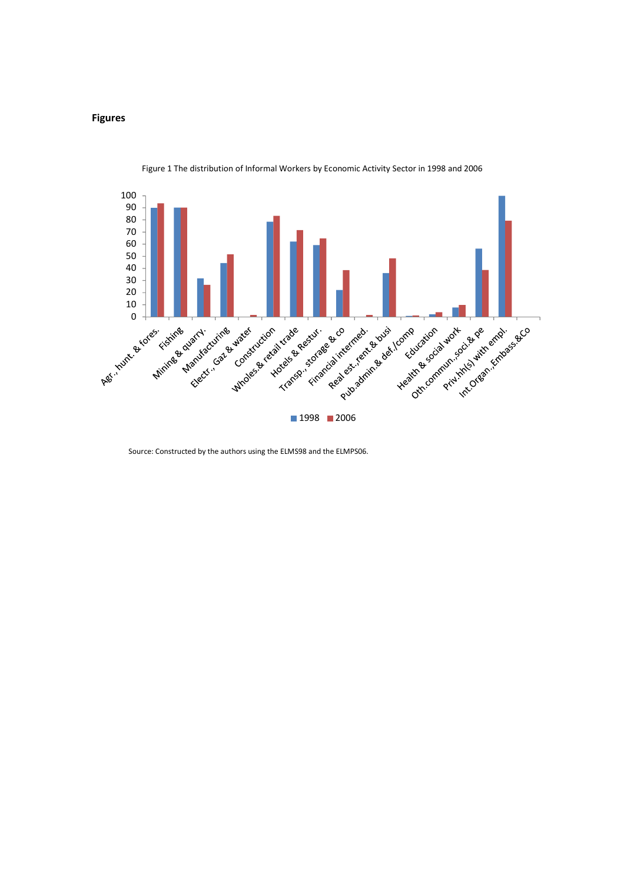**Figures**

Figure 1 The distribution of Informal Workers by Economic Activity Sector in 1998 and 2006

Source: Constructed by the authors using the ELMS98 and the ELMPS06.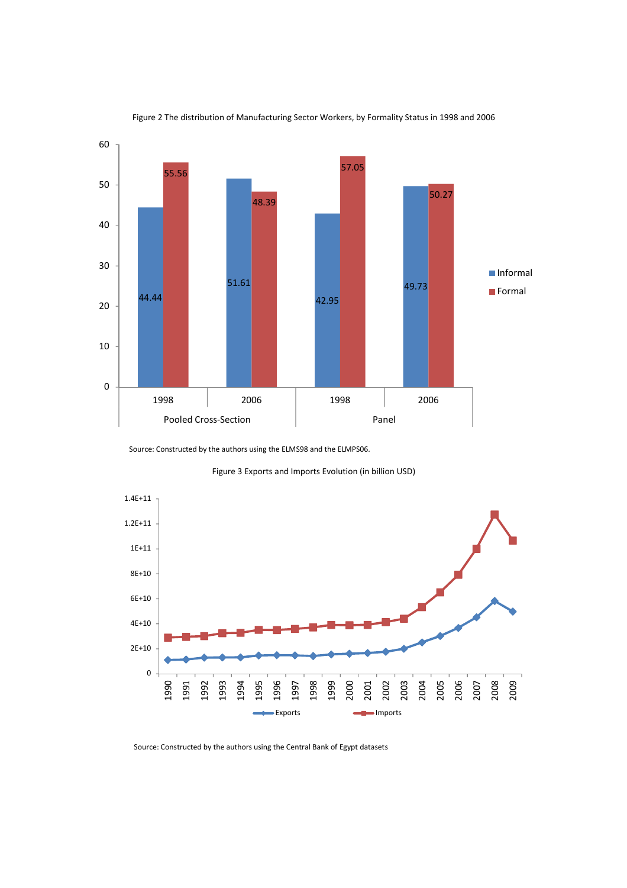Figure 2 The distribution of Manufacturing Sector Workers, by Formality Status in 1998 and 2006

| | Pooled Cross-Section 1998 | Pooled Cross-Section 2006 | Panel 1998 | Panel 2006 |
|---|---|---|---|---|
| Informal | 44.44 | 51.61 | 42.95 | 49.73 |
| Formal | 55.56 | 48.39 | 57.05 | 50.27 |

Source: Constructed by the authors using the ELMS98 and the ELMPS06.

Figure 3 Exports and Imports Evolution (in billion USD)

Source: Constructed by the authors using the Central Bank of Egypt datasets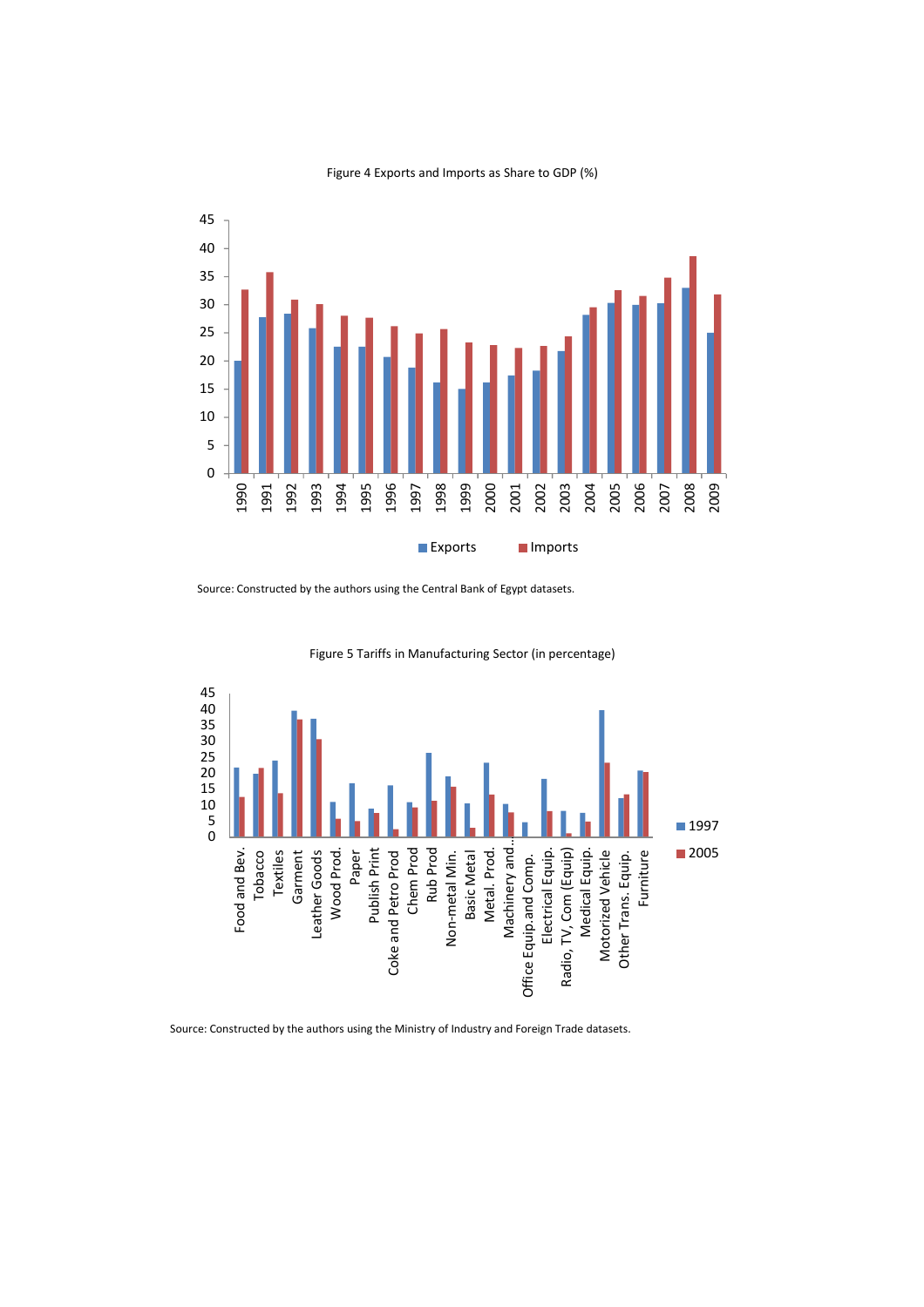Figure 4 Exports and Imports as Share to GDP (%)

Source: Constructed by the authors using the Central Bank of Egypt datasets.

Figure 5 Tariffs in Manufacturing Sector (in percentage)

Source: Constructed by the authors using the Ministry of Industry and Foreign Trade datasets.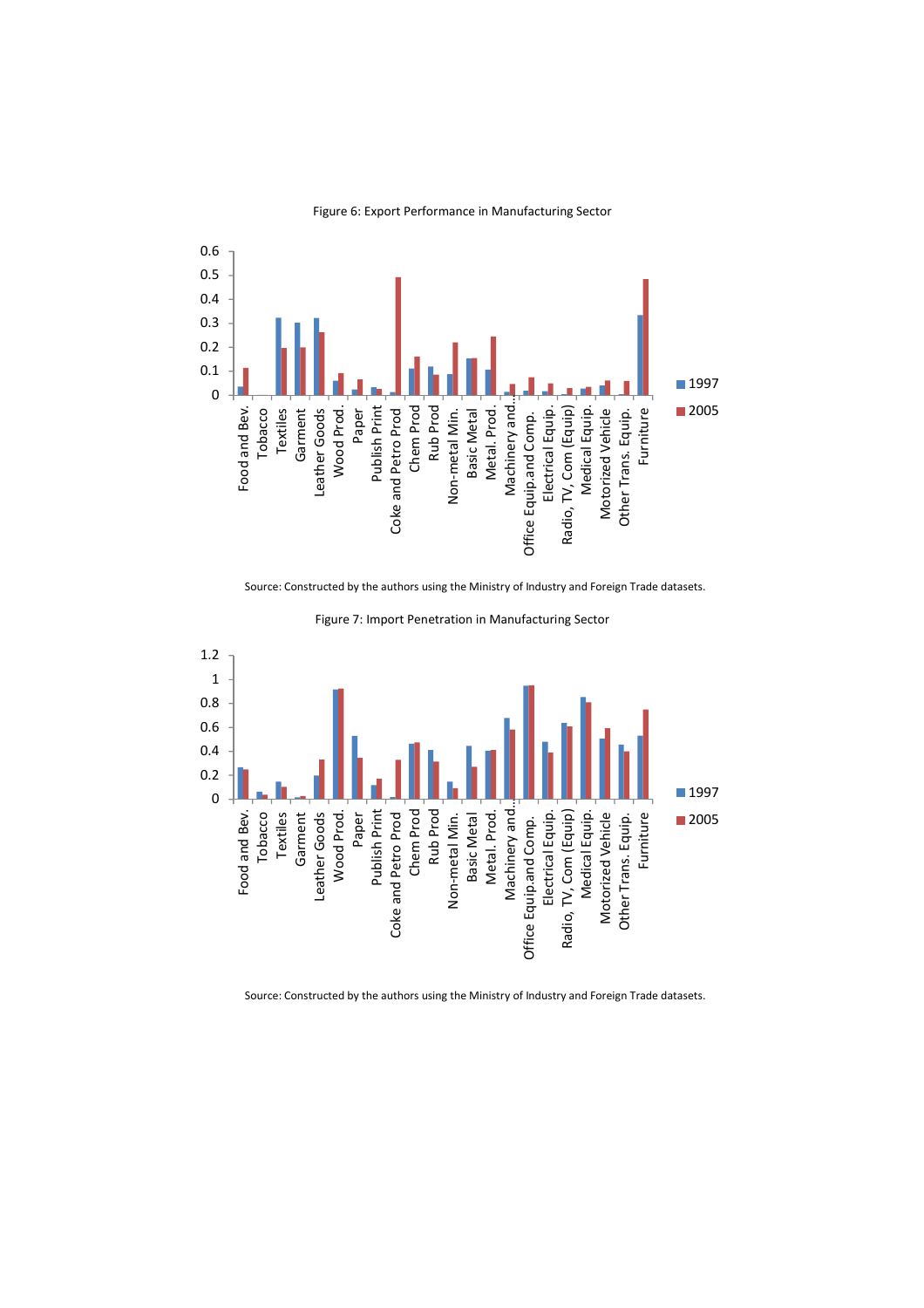Figure 6: Export Performance in Manufacturing Sector

0.6
0.5
0.4
0.3
0.2
0.1
0

1997
2005

Food and Bev.
Tobacco
Textiles
Garment
Leather Goods
Wood Prod.
Paper
Publish Print
Coke and Petro Prod
Chem Prod
Rub Prod
Non-metal Min.
Basic Metal
Metal. Prod.
Machinery and...
Office Equip.and Comp.
Electrical Equip.
Radio, TV, Com (Equip)
Medical Equip.
Motorized Vehicle
Other Trans. Equip.
Furniture

Source: Constructed by the authors using the Ministry of Industry and Foreign Trade datasets.

Figure 7: Import Penetration in Manufacturing Sector

1.2
1
0.8
0.6
0.4
0.2
0

1997
2005

Food and Bev.
Tobacco
Textiles
Garment
Leather Goods
Wood Prod.
Paper
Publish Print
Coke and Petro Prod
Chem Prod
Rub Prod
Non-metal Min.
Basic Metal
Metal. Prod.
Machinery and...
Office Equip.and Comp.
Electrical Equip.
Radio, TV, Com (Equip)
Medical Equip.
Motorized Vehicle
Other Trans. Equip.
Furniture

Source: Constructed by the authors using the Ministry of Industry and Foreign Trade datasets.